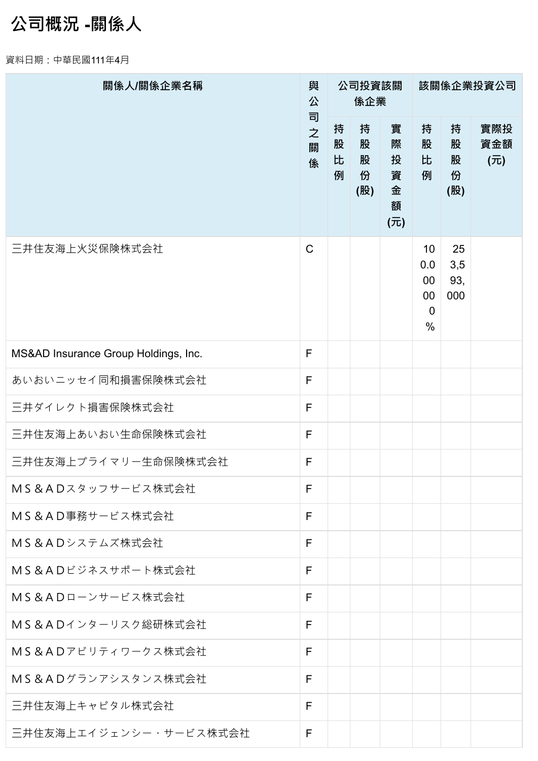# 公司概況 -關係人

資料日期：中華民國111年4月

| 關係人/關係企業名稱 | 與公司之關係 | 公司投資該關係企業 | | | 該關係企業投資公司 | | |
|---|---|---|---|---|---|---|---|
| | | 持股比例 | 持股股份(股) | 實際投資金額(元) | 持股比例 | 持股股份(股) | 實際投資金額(元) |
| 三井住友海上火災保險株式会社 | C | | | | 100.000000% | 253,593,000 | |
| MS&AD Insurance Group Holdings, Inc. | F | | | | | | |
| あいおいニッセイ同和損害保険株式会社 | F | | | | | | |
| 三井ダイレクト損害保険株式会社 | F | | | | | | |
| 三井住友海上あいおい生命保険株式会社 | F | | | | | | |
| 三井住友海上プライマリー生命保険株式会社 | F | | | | | | |
| ＭＳ＆ＡＤスタッフサービス株式会社 | F | | | | | | |
| ＭＳ＆ＡＤ事務サービス株式会社 | F | | | | | | |
| ＭＳ＆ＡＤシステムズ株式会社 | F | | | | | | |
| ＭＳ＆ＡＤビジネスサポート株式会社 | F | | | | | | |
| ＭＳ＆ＡＤローンサービス株式会社 | F | | | | | | |
| ＭＳ＆ＡＤインターリスク総研株式会社 | F | | | | | | |
| ＭＳ＆ＡＤアビリティワークス株式会社 | F | | | | | | |
| ＭＳ＆ＡＤグランアシスタンス株式会社 | F | | | | | | |
| 三井住友海上キャピタル株式会社 | F | | | | | | |
| 三井住友海上エイジェンシー・サービス株式会社 | F | | | | | | |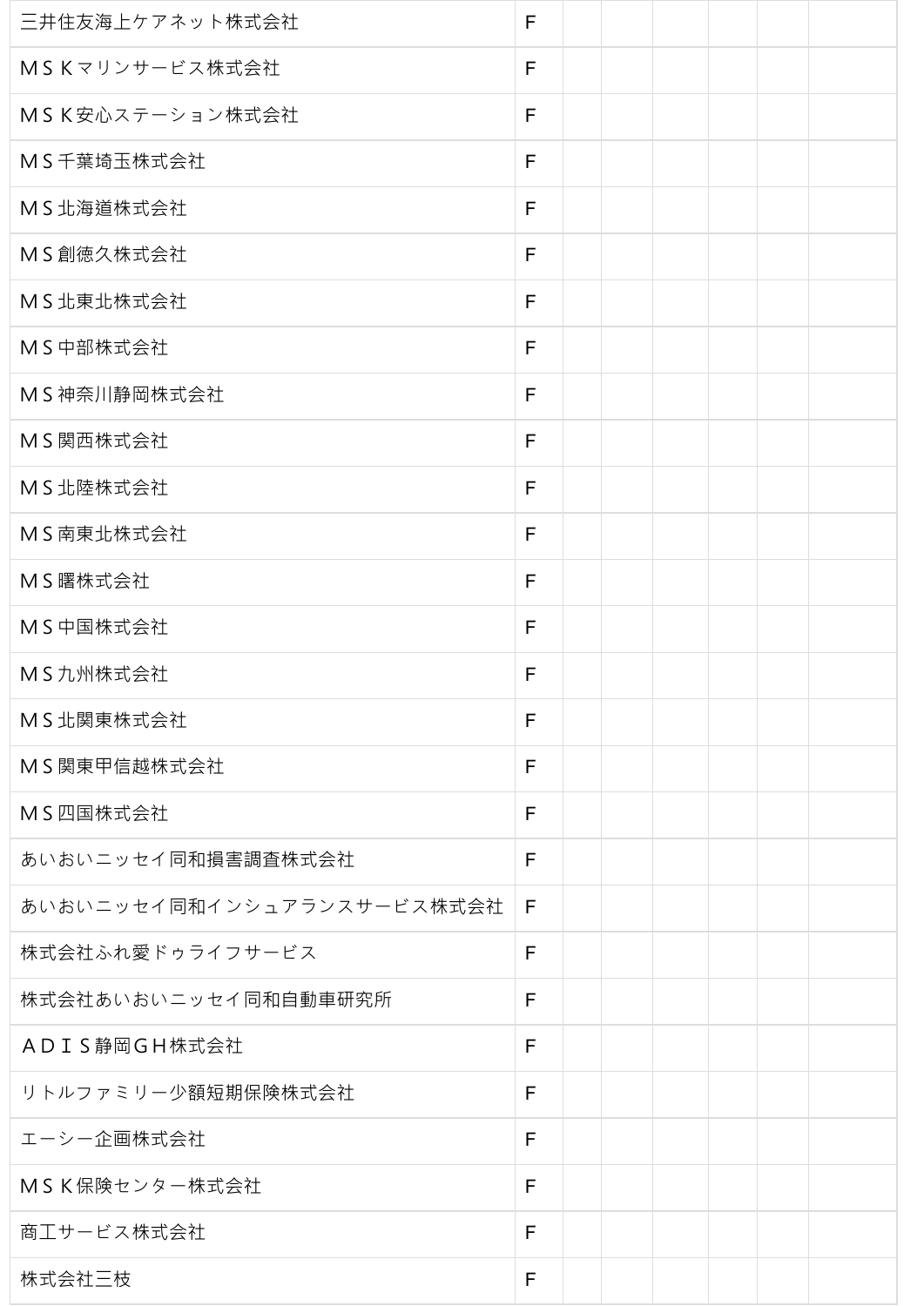| | | | | | | | |
|---|---|---|---|---|---|---|---|
| 三井住友海上ケアネット株式会社 | F | | | | | | |
| ＭＳＫマリンサービス株式会社 | F | | | | | | |
| ＭＳＫ安心ステーション株式会社 | F | | | | | | |
| ＭＳ千葉埼玉株式会社 | F | | | | | | |
| ＭＳ北海道株式会社 | F | | | | | | |
| ＭＳ創徳久株式会社 | F | | | | | | |
| ＭＳ北東北株式会社 | F | | | | | | |
| ＭＳ中部株式会社 | F | | | | | | |
| ＭＳ神奈川静岡株式会社 | F | | | | | | |
| ＭＳ関西株式会社 | F | | | | | | |
| ＭＳ北陸株式会社 | F | | | | | | |
| ＭＳ南東北株式会社 | F | | | | | | |
| ＭＳ曙株式会社 | F | | | | | | |
| ＭＳ中国株式会社 | F | | | | | | |
| ＭＳ九州株式会社 | F | | | | | | |
| ＭＳ北関東株式会社 | F | | | | | | |
| ＭＳ関東甲信越株式会社 | F | | | | | | |
| ＭＳ四国株式会社 | F | | | | | | |
| あいおいニッセイ同和損害調査株式会社 | F | | | | | | |
| あいおいニッセイ同和インシュアランスサービス株式会社 | F | | | | | | |
| 株式会社ふれ愛ドゥライフサービス | F | | | | | | |
| 株式会社あいおいニッセイ同和自動車研究所 | F | | | | | | |
| ＡＤＩＳ静岡ＧＨ株式会社 | F | | | | | | |
| リトルファミリー少額短期保険株式会社 | F | | | | | | |
| エーシー企画株式会社 | F | | | | | | |
| ＭＳＫ保険センター株式会社 | F | | | | | | |
| 商工サービス株式会社 | F | | | | | | |
| 株式会社三枝 | F | | | | | | |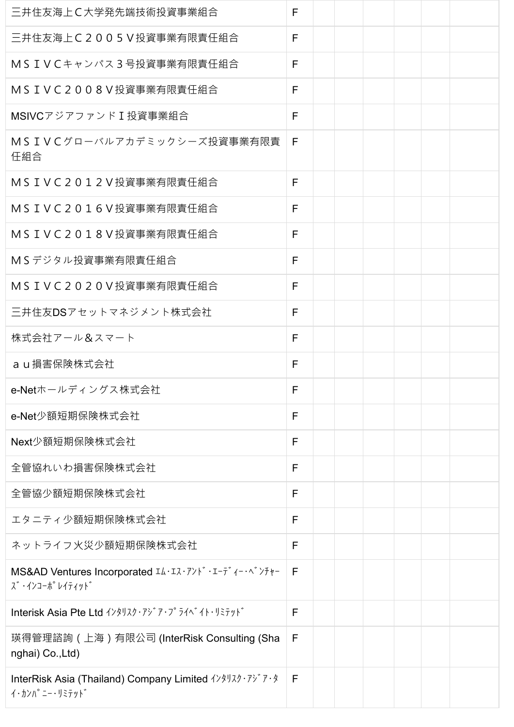| | | | | | | | |
|---|---|---|---|---|---|---|---|
| 三井住友海上Ｃ大学発先端技術投資事業組合 | F | | | | | | |
| 三井住友海上Ｃ２００５Ｖ投資事業有限責任組合 | F | | | | | | |
| ＭＳＩＶＣキャンパス３号投資事業有限責任組合 | F | | | | | | |
| ＭＳＩＶＣ２００８Ｖ投資事業有限責任組合 | F | | | | | | |
| MSIVCアジアファンドⅠ投資事業組合 | F | | | | | | |
| ＭＳＩＶＣグローバルアカデミックシーズ投資事業有限責任組合 | F | | | | | | |
| ＭＳＩＶＣ２０１２Ｖ投資事業有限責任組合 | F | | | | | | |
| ＭＳＩＶＣ２０１６Ｖ投資事業有限責任組合 | F | | | | | | |
| ＭＳＩＶＣ２０１８Ｖ投資事業有限責任組合 | F | | | | | | |
| ＭＳデジタル投資事業有限責任組合 | F | | | | | | |
| ＭＳＩＶＣ２０２０Ｖ投資事業有限責任組合 | F | | | | | | |
| 三井住友DSアセットマネジメント株式会社 | F | | | | | | |
| 株式会社アール＆スマート | F | | | | | | |
| ａｕ損害保険株式会社 | F | | | | | | |
| e-Netホールディングス株式会社 | F | | | | | | |
| e-Net少額短期保険株式会社 | F | | | | | | |
| Next少額短期保険株式会社 | F | | | | | | |
| 全管協れいわ損害保険株式会社 | F | | | | | | |
| 全管協少額短期保険株式会社 | F | | | | | | |
| エタニティ少額短期保険株式会社 | F | | | | | | |
| ネットライフ火災少額短期保険株式会社 | F | | | | | | |
| MS&AD Ventures Incorporated ｴﾑ･ｴｽ･ｱﾝﾄﾞ･ｴｰﾃﾞｨｰ･ﾍﾞﾝﾁｬｰｽﾞ･ｲﾝｺｰﾎﾟﾚｲﾃｨｯﾄﾞ | F | | | | | | |
| Interisk Asia Pte Ltd ｲﾝﾀﾘｽｸ･ｱｼﾞｱ･ﾌﾟﾗｲﾍﾞｲﾄ･ﾘﾐﾃｯﾄﾞ | F | | | | | | |
| 瑛得管理諮詢（上海）有限公司 (InterRisk Consulting (Shanghai) Co.,Ltd) | F | | | | | | |
| InterRisk Asia (Thailand) Company Limited ｲﾝﾀﾘｽｸ･ｱｼﾞｱ･ﾀｲ･ｶﾝﾊﾟﾆｰ･ﾘﾐﾃｯﾄﾞ | F | | | | | | |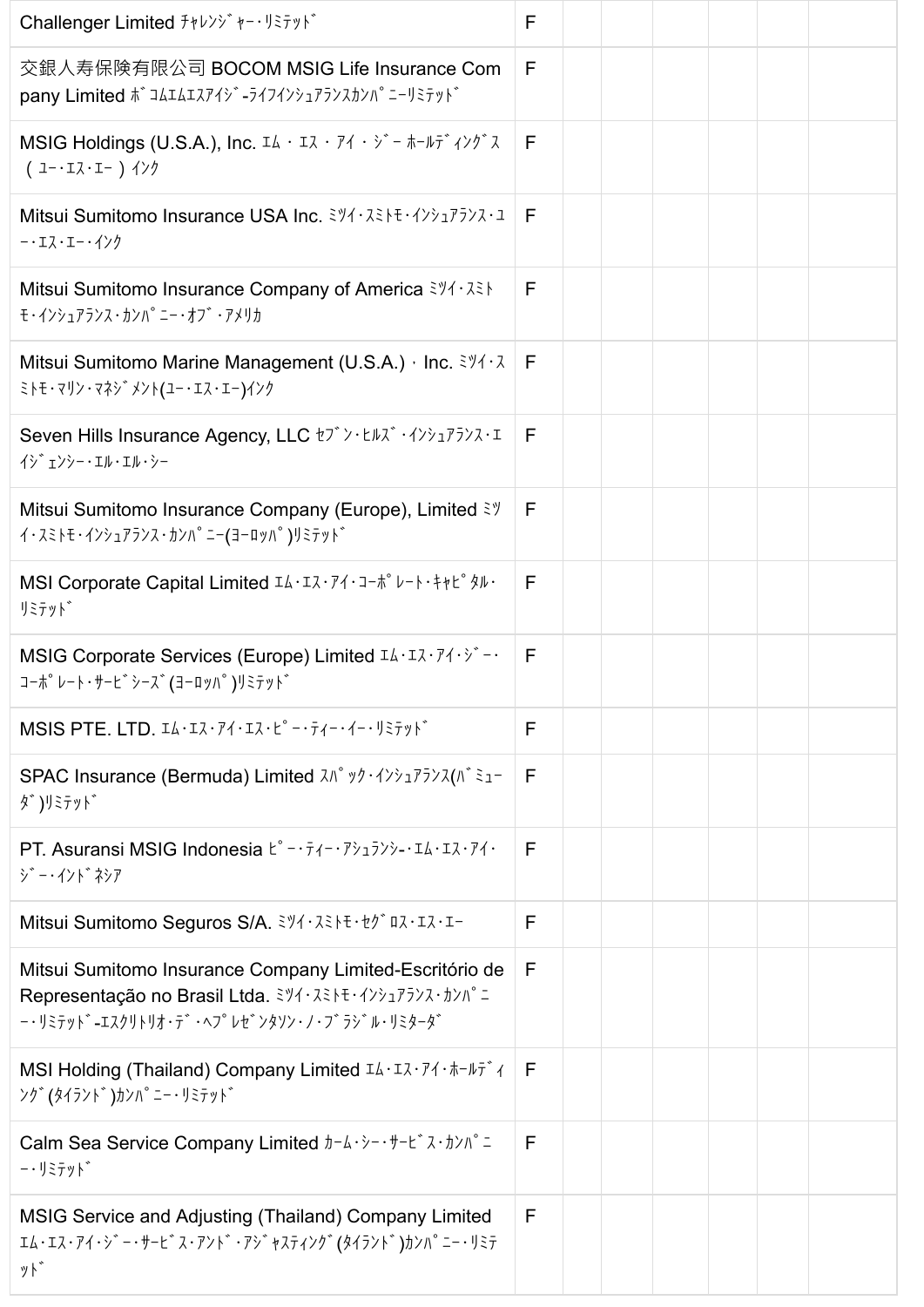| Challenger Limited ﾁｬﾚﾝｼﾞｬｰ･ﾘﾐﾃｯﾄﾞ | F | | | | | | |
|---|---|---|---|---|---|---|---|
| 交銀人寿保険有限公司 BOCOM MSIG Life Insurance Company Limited ﾎﾞｺﾑｴﾑｴｽｱｲｼﾞ-ﾗｲﾌｲﾝｼｭｱﾗﾝｽｶﾝﾊﾟﾆｰﾘﾐﾃｯﾄﾞ | F | | | | | | |
| MSIG Holdings (U.S.A.), Inc. ｴﾑ ･ ｴｽ ･ ｱｲ ･ ｼﾞｰ ﾎｰﾙﾃﾞｨﾝｸﾞｽ ( ﾕｰ･ｴｽ･ｴｰ ) ｲﾝｸ | F | | | | | | |
| Mitsui Sumitomo Insurance USA Inc. ﾐﾂｲ･ｽﾐﾄﾓ･ｲﾝｼｭｱﾗﾝｽ･ﾕｰ･ｴｽ･ｴｰ･ｲﾝｸ | F | | | | | | |
| Mitsui Sumitomo Insurance Company of America ﾐﾂｲ･ｽﾐﾄﾓ･ｲﾝｼｭｱﾗﾝｽ･ｶﾝﾊﾟﾆｰ･ｵﾌﾞ･ｱﾒﾘｶ | F | | | | | | |
| Mitsui Sumitomo Marine Management (U.S.A.)・Inc. ﾐﾂｲ･ｽﾐﾄﾓ･ﾏﾘﾝ･ﾏﾈｼﾞﾒﾝﾄ(ﾕｰ･ｴｽ･ｴｰ)ｲﾝｸ | F | | | | | | |
| Seven Hills Insurance Agency, LLC ｾﾌﾞﾝ･ﾋﾙｽﾞ･ｲﾝｼｭｱﾗﾝｽ･ｴｲｼﾞｪﾝｼｰ･ｴﾙ･ｴﾙ･ｼｰ | F | | | | | | |
| Mitsui Sumitomo Insurance Company (Europe), Limited ﾐﾂｲ･ｽﾐﾄﾓ･ｲﾝｼｭｱﾗﾝｽ･ｶﾝﾊﾟﾆｰ(ﾖｰﾛｯﾊﾟ)ﾘﾐﾃｯﾄﾞ | F | | | | | | |
| MSI Corporate Capital Limited ｴﾑ･ｴｽ･ｱｲ･ｺｰﾎﾟﾚｰﾄ･ｷｬﾋﾟﾀﾙ･ﾘﾐﾃｯﾄﾞ | F | | | | | | |
| MSIG Corporate Services (Europe) Limited ｴﾑ･ｴｽ･ｱｲ･ｼﾞｰ･ｺｰﾎﾟﾚｰﾄ･ｻｰﾋﾞｼｰｽﾞ(ﾖｰﾛｯﾊﾟ)ﾘﾐﾃｯﾄﾞ | F | | | | | | |
| MSIS PTE. LTD. ｴﾑ･ｴｽ･ｱｲ･ｴｽ･ﾋﾟｰ･ﾃｨｰ･ｲｰ･ﾘﾐﾃｯﾄﾞ | F | | | | | | |
| SPAC Insurance (Bermuda) Limited ｽﾊﾟｯｸ･ｲﾝｼｭｱﾗﾝｽ(ﾊﾞﾐｭｰﾀﾞ)ﾘﾐﾃｯﾄﾞ | F | | | | | | |
| PT. Asuransi MSIG Indonesia ﾋﾟｰ･ﾃｨｰ･ｱｼｭﾗﾝｼ-･ｴﾑ･ｴｽ･ｱｲ･ｼﾞｰ･ｲﾝﾄﾞﾈｼｱ | F | | | | | | |
| Mitsui Sumitomo Seguros S/A. ﾐﾂｲ･ｽﾐﾄﾓ･ｾｸﾞﾛｽ･ｴｽ･ｴｰ | F | | | | | | |
| Mitsui Sumitomo Insurance Company Limited-Escritório de Representação no Brasil Ltda. ﾐﾂｲ･ｽﾐﾄﾓ･ｲﾝｼｭｱﾗﾝｽ･ｶﾝﾊﾟﾆｰ･ﾘﾐﾃｯﾄﾞ-ｴｽｸﾘﾄﾘｵ･ﾃﾞ･ﾍﾌﾟﾚｾﾞﾝﾀｿﾝ･ﾉ･ﾌﾞﾗｼﾞﾙ･ﾘﾐﾀｰﾀﾞ | F | | | | | | |
| MSI Holding (Thailand) Company Limited ｴﾑ･ｴｽ･ｱｲ･ﾎｰﾙﾃﾞｨﾝｸﾞ(ﾀｲﾗﾝﾄﾞ)ｶﾝﾊﾟﾆｰ･ﾘﾐﾃｯﾄﾞ | F | | | | | | |
| Calm Sea Service Company Limited ｶｰﾑ･ｼｰ･ｻｰﾋﾞｽ･ｶﾝﾊﾟﾆｰ･ﾘﾐﾃｯﾄﾞ | F | | | | | | |
| MSIG Service and Adjusting (Thailand) Company Limited ｴﾑ･ｴｽ･ｱｲ･ｼﾞｰ･ｻｰﾋﾞｽ･ｱﾝﾄﾞ･ｱｼﾞｬｽﾃｨﾝｸﾞ(ﾀｲﾗﾝﾄﾞ)ｶﾝﾊﾟﾆｰ･ﾘﾐﾃｯﾄﾞ | F | | | | | | |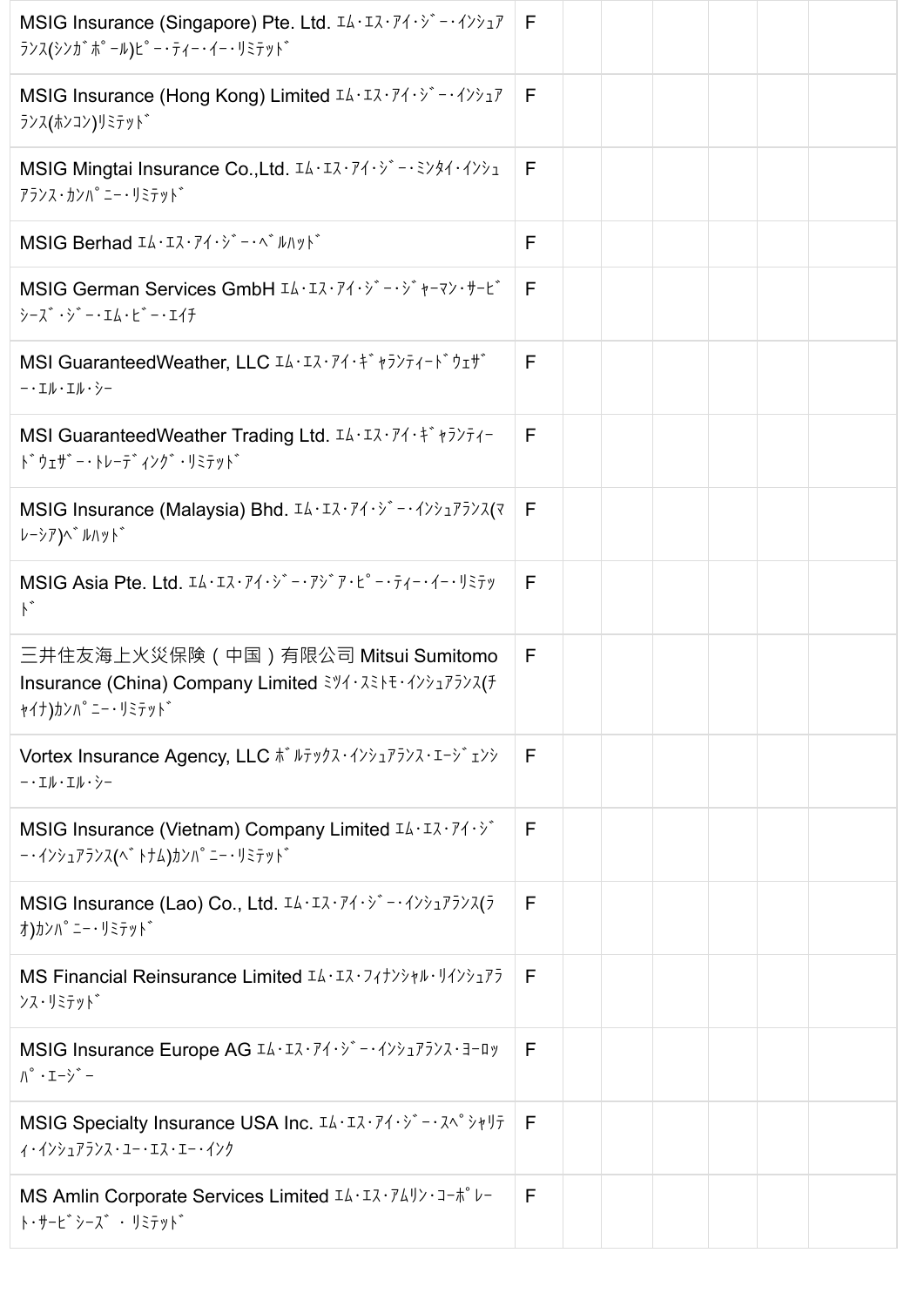| | | | | | | | |
|---|---|---|---|---|---|---|---|
| MSIG Insurance (Singapore) Pte. Ltd. ｴﾑ･ｴｽ･ｱｲ･ｼﾞｰ･ｲﾝｼｭｱﾗﾝｽ(ｼﾝｶﾞﾎﾟｰﾙ)ﾋﾟｰ･ﾃｨｰ･ｲｰ･ﾘﾐﾃｯﾄﾞ | F | | | | | | |
| MSIG Insurance (Hong Kong) Limited ｴﾑ･ｴｽ･ｱｲ･ｼﾞｰ･ｲﾝｼｭｱﾗﾝｽ(ﾎﾝｺﾝ)ﾘﾐﾃｯﾄﾞ | F | | | | | | |
| MSIG Mingtai Insurance Co.,Ltd. ｴﾑ･ｴｽ･ｱｲ･ｼﾞｰ･ﾐﾝﾀｲ･ｲﾝｼｭｱﾗﾝｽ･ｶﾝﾊﾟﾆｰ･ﾘﾐﾃｯﾄﾞ | F | | | | | | |
| MSIG Berhad ｴﾑ･ｴｽ･ｱｲ･ｼﾞｰ･ﾍﾞﾙﾊｯﾄﾞ | F | | | | | | |
| MSIG German Services GmbH ｴﾑ･ｴｽ･ｱｲ･ｼﾞｰ･ｼﾞｬｰﾏﾝ･ｻｰﾋﾞｼｰｽﾞ･ｼﾞｰ･ｴﾑ･ﾋﾞｰ･ｴｲﾁ | F | | | | | | |
| MSI GuaranteedWeather, LLC ｴﾑ･ｴｽ･ｱｲ･ｷﾞｬﾗﾝﾃｨｰﾄﾞｳｪｻﾞｰ･ｴﾙ･ｴﾙ･ｼｰ | F | | | | | | |
| MSI GuaranteedWeather Trading Ltd. ｴﾑ･ｴｽ･ｱｲ･ｷﾞｬﾗﾝﾃｨｰﾄﾞｳｪｻﾞｰ･ﾄﾚｰﾃﾞｨﾝｸﾞ･ﾘﾐﾃｯﾄﾞ | F | | | | | | |
| MSIG Insurance (Malaysia) Bhd. ｴﾑ･ｴｽ･ｱｲ･ｼﾞｰ･ｲﾝｼｭｱﾗﾝｽ(ﾏﾚｰｼｱ)ﾍﾞﾙﾊｯﾄﾞ | F | | | | | | |
| MSIG Asia Pte. Ltd. ｴﾑ･ｴｽ･ｱｲ･ｼﾞｰ･ｱｼﾞｱ･ﾋﾟｰ･ﾃｨｰ･ｲｰ･ﾘﾐﾃｯﾄﾞ | F | | | | | | |
| 三井住友海上火災保険（中国）有限公司 Mitsui Sumitomo Insurance (China) Company Limited ﾐﾂｲ･ｽﾐﾄﾓ･ｲﾝｼｭｱﾗﾝｽ(ﾁｬｲﾅ)ｶﾝﾊﾟﾆｰ･ﾘﾐﾃｯﾄﾞ | F | | | | | | |
| Vortex Insurance Agency, LLC ﾎﾞﾙﾃｯｸｽ･ｲﾝｼｭｱﾗﾝｽ･ｴｰｼﾞｪﾝｼｰ･ｴﾙ･ｴﾙ･ｼｰ | F | | | | | | |
| MSIG Insurance (Vietnam) Company Limited ｴﾑ･ｴｽ･ｱｲ･ｼﾞｰ･ｲﾝｼｭｱﾗﾝｽ(ﾍﾞﾄﾅﾑ)ｶﾝﾊﾟﾆｰ･ﾘﾐﾃｯﾄﾞ | F | | | | | | |
| MSIG Insurance (Lao) Co., Ltd. ｴﾑ･ｴｽ･ｱｲ･ｼﾞｰ･ｲﾝｼｭｱﾗﾝｽ(ﾗｵ)ｶﾝﾊﾟﾆｰ･ﾘﾐﾃｯﾄﾞ | F | | | | | | |
| MS Financial Reinsurance Limited ｴﾑ･ｴｽ･ﾌｨﾅﾝｼｬﾙ･ﾘｲﾝｼｭｱﾗﾝｽ･ﾘﾐﾃｯﾄﾞ | F | | | | | | |
| MSIG Insurance Europe AG ｴﾑ･ｴｽ･ｱｲ･ｼﾞｰ･ｲﾝｼｭｱﾗﾝｽ･ﾖｰﾛｯﾊﾟ･ｴｰｼﾞｰ | F | | | | | | |
| MSIG Specialty Insurance USA Inc. ｴﾑ･ｴｽ･ｱｲ･ｼﾞｰ･ｽﾍﾟｼｬﾘﾃｨ･ｲﾝｼｭｱﾗﾝｽ･ﾕｰ･ｴｽ･ｴｰ･ｲﾝｸ | F | | | | | | |
| MS Amlin Corporate Services Limited ｴﾑ･ｴｽ･ｱﾑﾘﾝ･ｺｰﾎﾟﾚｰﾄ･ｻｰﾋﾞｼｰｽﾞ ･ ﾘﾐﾃｯﾄﾞ | F | | | | | | |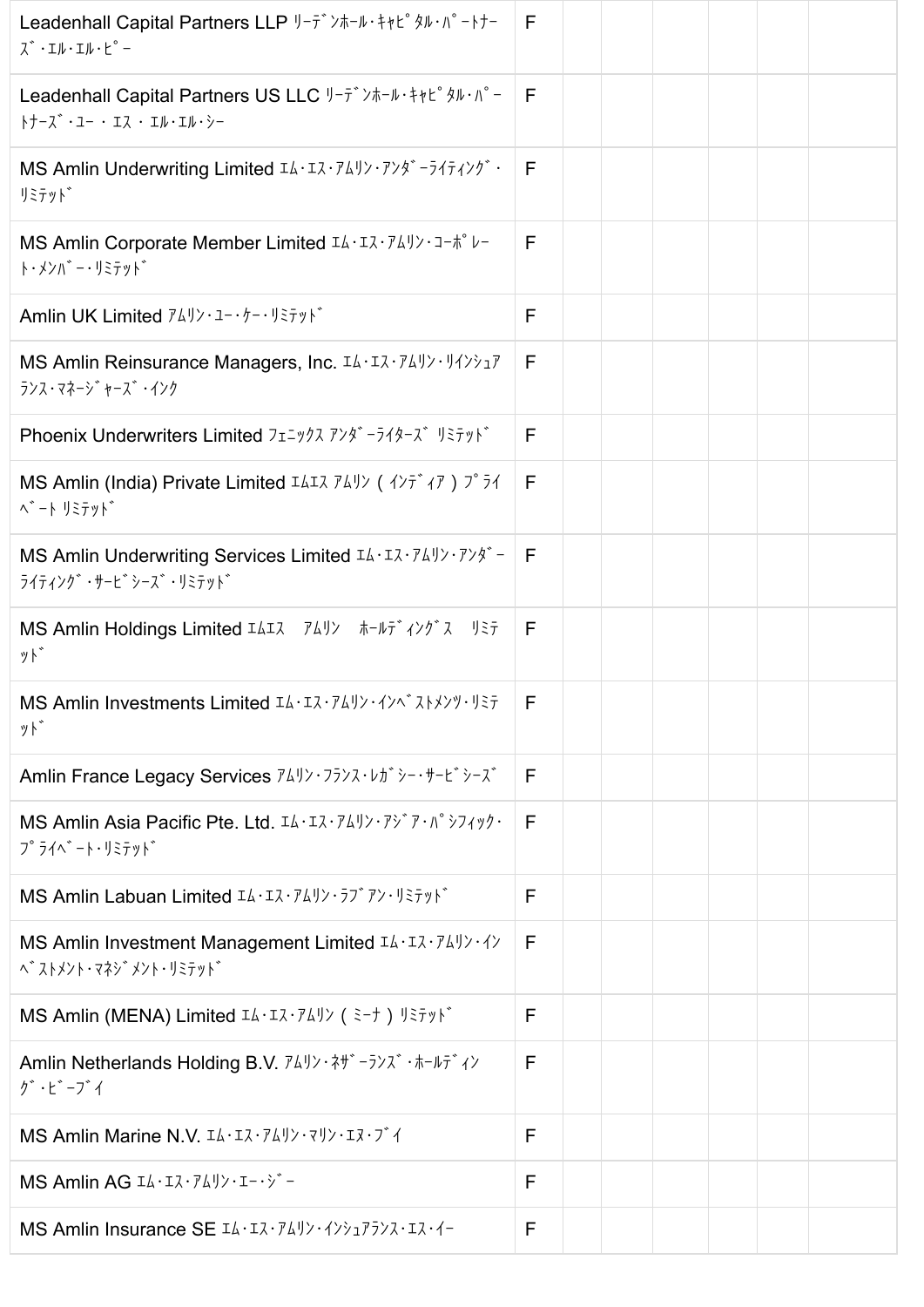| | | | | | | | |
|---|---|---|---|---|---|---|---|
| Leadenhall Capital Partners LLP ﾘｰﾃﾞﾝﾎｰﾙ･ｷｬﾋﾟﾀﾙ･ﾊﾟｰﾄﾅｰｽﾞ･ｴﾙ･ｴﾙ･ﾋﾟｰ | F | | | | | | |
| Leadenhall Capital Partners US LLC ﾘｰﾃﾞﾝﾎｰﾙ･ｷｬﾋﾟﾀﾙ･ﾊﾟｰﾄﾅｰｽﾞ･ﾕｰ ･ ｴｽ ･ ｴﾙ･ｴﾙ･ｼｰ | F | | | | | | |
| MS Amlin Underwriting Limited ｴﾑ･ｴｽ･ｱﾑﾘﾝ･ｱﾝﾀﾞｰﾗｲﾃｨﾝｸﾞ･ﾘﾐﾃｯﾄﾞ | F | | | | | | |
| MS Amlin Corporate Member Limited ｴﾑ･ｴｽ･ｱﾑﾘﾝ･ｺｰﾎﾟﾚｰﾄ･ﾒﾝﾊﾞｰ･ﾘﾐﾃｯﾄﾞ | F | | | | | | |
| Amlin UK Limited ｱﾑﾘﾝ･ﾕｰ･ｹｰ･ﾘﾐﾃｯﾄﾞ | F | | | | | | |
| MS Amlin Reinsurance Managers, Inc. ｴﾑ･ｴｽ･ｱﾑﾘﾝ･ﾘｲﾝｼｭｱﾗﾝｽ･ﾏﾈｰｼﾞｬｰｽﾞ･ｲﾝｸ | F | | | | | | |
| Phoenix Underwriters Limited ﾌｪﾆｯｸｽ ｱﾝﾀﾞｰﾗｲﾀｰｽﾞ ﾘﾐﾃｯﾄﾞ | F | | | | | | |
| MS Amlin (India) Private Limited ｴﾑｴｽ ｱﾑﾘﾝ ( ｲﾝﾃﾞｨｱ ) ﾌﾟﾗｲﾍﾞｰﾄ ﾘﾐﾃｯﾄﾞ | F | | | | | | |
| MS Amlin Underwriting Services Limited ｴﾑ･ｴｽ･ｱﾑﾘﾝ･ｱﾝﾀﾞｰﾗｲﾃｨﾝｸﾞ･ｻｰﾋﾞｼｰｽﾞ･ﾘﾐﾃｯﾄﾞ | F | | | | | | |
| MS Amlin Holdings Limited ｴﾑｴｽ　ｱﾑﾘﾝ　ﾎｰﾙﾃﾞｨﾝｸﾞｽ　ﾘﾐﾃｯﾄﾞ | F | | | | | | |
| MS Amlin Investments Limited ｴﾑ･ｴｽ･ｱﾑﾘﾝ･ｲﾝﾍﾞｽﾄﾒﾝﾂ･ﾘﾐﾃｯﾄﾞ | F | | | | | | |
| Amlin France Legacy Services ｱﾑﾘﾝ･ﾌﾗﾝｽ･ﾚｶﾞｼｰ･ｻｰﾋﾞｼｰｽﾞ | F | | | | | | |
| MS Amlin Asia Pacific Pte. Ltd. ｴﾑ･ｴｽ･ｱﾑﾘﾝ･ｱｼﾞｱ･ﾊﾟｼﾌｨｯｸ･ﾌﾟﾗｲﾍﾞｰﾄ･ﾘﾐﾃｯﾄﾞ | F | | | | | | |
| MS Amlin Labuan Limited ｴﾑ･ｴｽ･ｱﾑﾘﾝ･ﾗﾌﾞｱﾝ･ﾘﾐﾃｯﾄﾞ | F | | | | | | |
| MS Amlin Investment Management Limited ｴﾑ･ｴｽ･ｱﾑﾘﾝ･ｲﾝﾍﾞｽﾄﾒﾝﾄ･ﾏﾈｼﾞﾒﾝﾄ･ﾘﾐﾃｯﾄﾞ | F | | | | | | |
| MS Amlin (MENA) Limited ｴﾑ･ｴｽ･ｱﾑﾘﾝ ( ﾐｰﾅ ) ﾘﾐﾃｯﾄﾞ | F | | | | | | |
| Amlin Netherlands Holding B.V. ｱﾑﾘﾝ･ﾈｻﾞｰﾗﾝｽﾞ･ﾎｰﾙﾃﾞｨﾝｸﾞ･ﾋﾞｰﾌﾞｲ | F | | | | | | |
| MS Amlin Marine N.V. ｴﾑ･ｴｽ･ｱﾑﾘﾝ･ﾏﾘﾝ･ｴﾇ･ﾌﾞｲ | F | | | | | | |
| MS Amlin AG ｴﾑ･ｴｽ･ｱﾑﾘﾝ･ｴｰ･ｼﾞｰ | F | | | | | | |
| MS Amlin Insurance SE ｴﾑ･ｴｽ･ｱﾑﾘﾝ･ｲﾝｼｭｱﾗﾝｽ･ｴｽ･ｲｰ | F | | | | | | |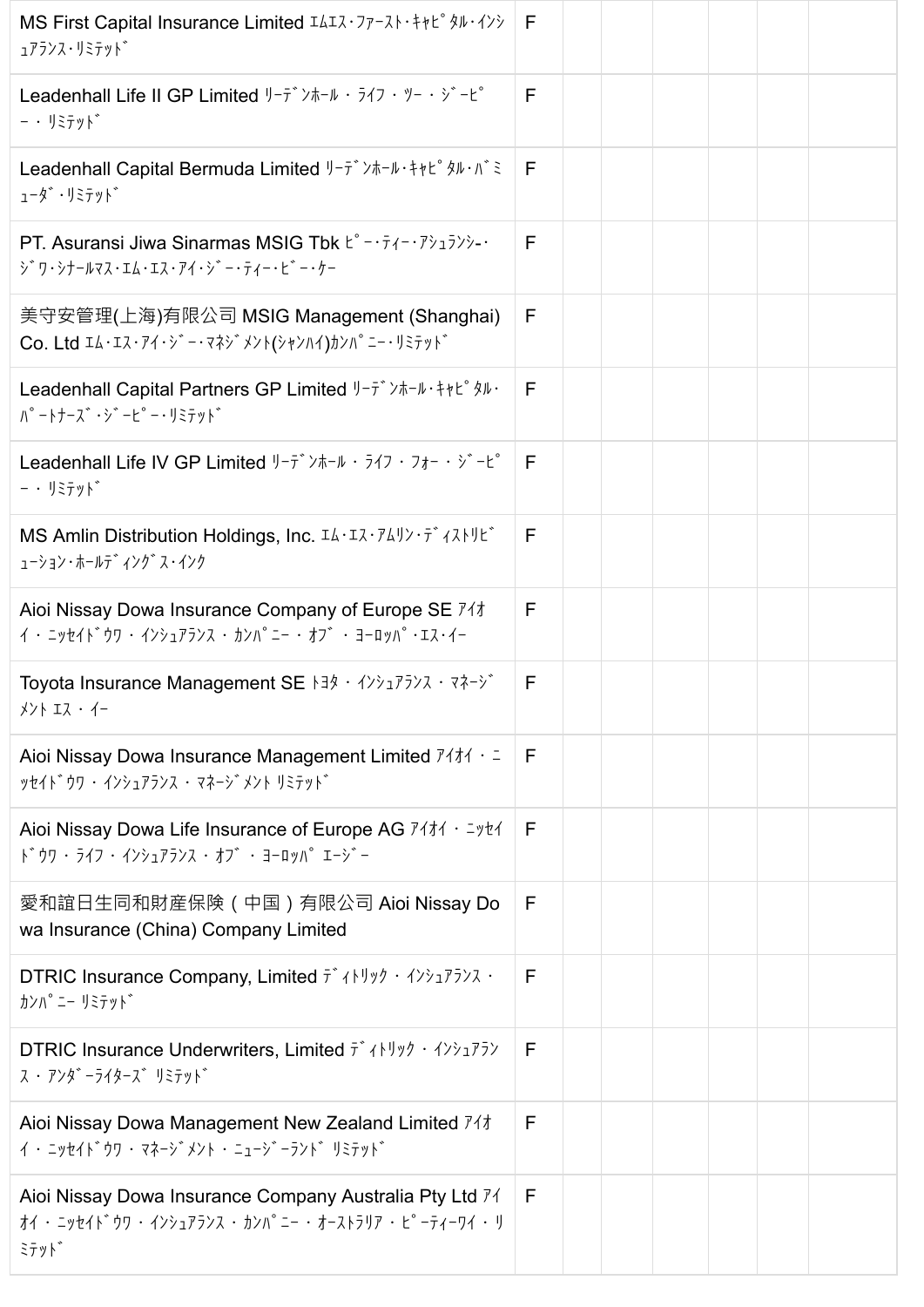| | | | | | | | |
|---|---|---|---|---|---|---|---|
| MS First Capital Insurance Limited ｴﾑｴｽ･ﾌｧｰｽﾄ･ｷｬﾋﾟﾀﾙ･ｲﾝｼｭｱﾗﾝｽ･ﾘﾐﾃｯﾄﾞ | F | | | | | | |
| Leadenhall Life II GP Limited ﾘｰﾃﾞﾝﾎｰﾙ ･ ﾗｲﾌ ･ ﾂｰ ･ ｼﾞｰﾋﾟｰ ･ ﾘﾐﾃｯﾄﾞ | F | | | | | | |
| Leadenhall Capital Bermuda Limited ﾘｰﾃﾞﾝﾎｰﾙ･ｷｬﾋﾟﾀﾙ･ﾊﾞﾐｭｰﾀﾞ･ﾘﾐﾃｯﾄﾞ | F | | | | | | |
| PT. Asuransi Jiwa Sinarmas MSIG Tbk ﾋﾟｰ･ﾃｨｰ･ｱｼｭﾗﾝｼｰ･ｼﾞﾜ･ｼﾅｰﾙﾏｽ･ｴﾑ･ｴｽ･ｱｲ･ｼﾞｰ･ﾃｨｰ･ﾋﾞｰ･ｹｰ | F | | | | | | |
| 美守安管理(上海)有限公司 MSIG Management (Shanghai) Co. Ltd ｴﾑ･ｴｽ･ｱｲ･ｼﾞｰ･ﾏﾈｼﾞﾒﾝﾄ(ｼｬﾝﾊｲ)ｶﾝﾊﾟﾆｰ･ﾘﾐﾃｯﾄﾞ | F | | | | | | |
| Leadenhall Capital Partners GP Limited ﾘｰﾃﾞﾝﾎｰﾙ･ｷｬﾋﾟﾀﾙ･ﾊﾟｰﾄﾅｰｽﾞ･ｼﾞｰﾋﾟｰ･ﾘﾐﾃｯﾄﾞ | F | | | | | | |
| Leadenhall Life IV GP Limited ﾘｰﾃﾞﾝﾎｰﾙ ･ ﾗｲﾌ ･ ﾌｫｰ ･ ｼﾞｰﾋﾟｰ ･ ﾘﾐﾃｯﾄﾞ | F | | | | | | |
| MS Amlin Distribution Holdings, Inc. ｴﾑ･ｴｽ･ｱﾑﾘﾝ･ﾃﾞｨｽﾄﾘﾋﾞｭｰｼｮﾝ･ﾎｰﾙﾃﾞｨﾝｸﾞｽ･ｲﾝｸ | F | | | | | | |
| Aioi Nissay Dowa Insurance Company of Europe SE ｱｲｵｲ ･ ﾆｯｾｲﾄﾞｳﾜ ･ ｲﾝｼｭｱﾗﾝｽ ･ ｶﾝﾊﾟﾆｰ ･ ｵﾌﾞ ･ ﾖｰﾛｯﾊﾟ･ｴｽ･ｲｰ | F | | | | | | |
| Toyota Insurance Management SE ﾄﾖﾀ ･ ｲﾝｼｭｱﾗﾝｽ ･ ﾏﾈｰｼﾞﾒﾝﾄ ｴｽ ･ ｲｰ | F | | | | | | |
| Aioi Nissay Dowa Insurance Management Limited ｱｲｵｲ ･ ﾆｯｾｲﾄﾞｳﾜ ･ ｲﾝｼｭｱﾗﾝｽ ･ ﾏﾈｰｼﾞﾒﾝﾄ ﾘﾐﾃｯﾄﾞ | F | | | | | | |
| Aioi Nissay Dowa Life Insurance of Europe AG ｱｲｵｲ ･ ﾆｯｾｲﾄﾞｳﾜ ･ ﾗｲﾌ ･ ｲﾝｼｭｱﾗﾝｽ ･ ｵﾌﾞ ･ ﾖｰﾛｯﾊﾟ ｴｰｼﾞｰ | F | | | | | | |
| 愛和誼日生同和財産保険（中国）有限公司 Aioi Nissay Dowa Insurance (China) Company Limited | F | | | | | | |
| DTRIC Insurance Company, Limited ﾃﾞｨﾄﾘｯｸ ･ ｲﾝｼｭｱﾗﾝｽ ･ ｶﾝﾊﾟﾆｰ ﾘﾐﾃｯﾄﾞ | F | | | | | | |
| DTRIC Insurance Underwriters, Limited ﾃﾞｨﾄﾘｯｸ ･ ｲﾝｼｭｱﾗﾝｽ ･ ｱﾝﾀﾞｰﾗｲﾀｰｽﾞ ﾘﾐﾃｯﾄﾞ | F | | | | | | |
| Aioi Nissay Dowa Management New Zealand Limited ｱｲｵｲ ･ ﾆｯｾｲﾄﾞｳﾜ ･ ﾏﾈｰｼﾞﾒﾝﾄ ･ ﾆｭｰｼﾞｰﾗﾝﾄﾞ ﾘﾐﾃｯﾄﾞ | F | | | | | | |
| Aioi Nissay Dowa Insurance Company Australia Pty Ltd ｱｲｵｲ ･ ﾆｯｾｲﾄﾞｳﾜ ･ ｲﾝｼｭｱﾗﾝｽ ･ ｶﾝﾊﾟﾆｰ ･ ｵｰｽﾄﾗﾘｱ ･ ﾋﾟｰﾃｨｰﾜｲ ･ ﾘﾐﾃｯﾄﾞ | F | | | | | | |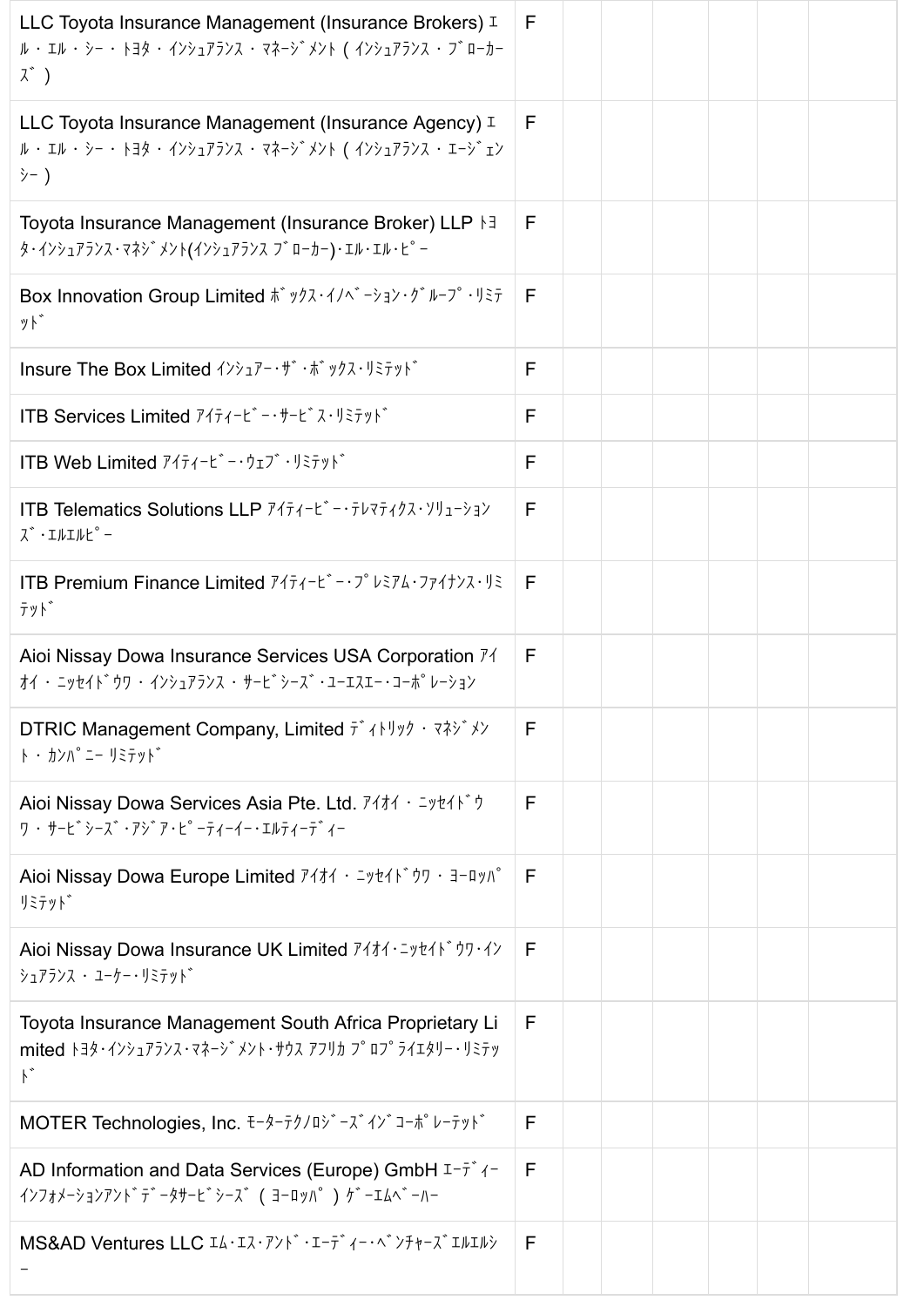| | | | | | | | |
|---|---|---|---|---|---|---|---|
| LLC Toyota Insurance Management (Insurance Brokers) ｴﾙ・ｴﾙ・ｼｰ・ﾄﾖﾀ・ｲﾝｼｭｱﾗﾝｽ・ﾏﾈｰｼﾞﾒﾝﾄ（ｲﾝｼｭｱﾗﾝｽ・ﾌﾞﾛｰｶｰｽﾞ） | F | | | | | | |
| LLC Toyota Insurance Management (Insurance Agency) ｴﾙ・ｴﾙ・ｼｰ・ﾄﾖﾀ・ｲﾝｼｭｱﾗﾝｽ・ﾏﾈｰｼﾞﾒﾝﾄ（ｲﾝｼｭｱﾗﾝｽ・ｴｰｼﾞｪﾝｼｰ） | F | | | | | | |
| Toyota Insurance Management (Insurance Broker) LLP ﾄﾖﾀ･ｲﾝｼｭｱﾗﾝｽ･ﾏﾈｼﾞﾒﾝﾄ(ｲﾝｼｭｱﾗﾝｽ ﾌﾞﾛｰｶｰ)･ｴﾙ･ｴﾙ･ﾋﾟｰ | F | | | | | | |
| Box Innovation Group Limited ﾎﾞｯｸｽ･ｲﾉﾍﾞｰｼｮﾝ･ｸﾞﾙｰﾌﾟ･ﾘﾐﾃｯﾄﾞ | F | | | | | | |
| Insure The Box Limited ｲﾝｼｭｱｰ･ｻﾞ･ﾎﾞｯｸｽ･ﾘﾐﾃｯﾄﾞ | F | | | | | | |
| ITB Services Limited ｱｲﾃｨｰﾋﾞｰ･ｻｰﾋﾞｽ･ﾘﾐﾃｯﾄﾞ | F | | | | | | |
| ITB Web Limited ｱｲﾃｨｰﾋﾞｰ･ｳｪﾌﾞ･ﾘﾐﾃｯﾄﾞ | F | | | | | | |
| ITB Telematics Solutions LLP ｱｲﾃｨｰﾋﾞｰ･ﾃﾚﾏﾃｨｸｽ･ｿﾘｭｰｼｮﾝｽﾞ･ｴﾙｴﾙﾋﾟｰ | F | | | | | | |
| ITB Premium Finance Limited ｱｲﾃｨｰﾋﾞｰ･ﾌﾟﾚﾐｱﾑ･ﾌｧｲﾅﾝｽ･ﾘﾐﾃｯﾄﾞ | F | | | | | | |
| Aioi Nissay Dowa Insurance Services USA Corporation ｱｲｵｲ・ﾆｯｾｲﾄﾞｳﾜ・ｲﾝｼｭｱﾗﾝｽ・ｻｰﾋﾞｼｰｽﾞ･ﾕｰｴｽｴｰ･ｺｰﾎﾟﾚｰｼｮﾝ | F | | | | | | |
| DTRIC Management Company, Limited ﾃﾞｨﾄﾘｯｸ・ﾏﾈｼﾞﾒﾝﾄ・ｶﾝﾊﾟﾆｰ ﾘﾐﾃｯﾄﾞ | F | | | | | | |
| Aioi Nissay Dowa Services Asia Pte. Ltd. ｱｲｵｲ・ﾆｯｾｲﾄﾞｳﾜ・ｻｰﾋﾞｼｰｽﾞ･ｱｼﾞｱ･ﾋﾟｰﾃｨｰｲｰ･ｴﾙﾃｨｰﾃﾞｨｰ | F | | | | | | |
| Aioi Nissay Dowa Europe Limited ｱｲｵｲ・ﾆｯｾｲﾄﾞｳﾜ・ﾖｰﾛｯﾊﾟ ﾘﾐﾃｯﾄﾞ | F | | | | | | |
| Aioi Nissay Dowa Insurance UK Limited ｱｲｵｲ･ﾆｯｾｲﾄﾞｳﾜ･ｲﾝｼｭｱﾗﾝｽ・ﾕｰｹｰ･ﾘﾐﾃｯﾄﾞ | F | | | | | | |
| Toyota Insurance Management South Africa Proprietary Limited ﾄﾖﾀ･ｲﾝｼｭｱﾗﾝｽ･ﾏﾈｰｼﾞﾒﾝﾄ･ｻｳｽ ｱﾌﾘｶ ﾌﾟﾛﾌﾟﾗｲｴﾀﾘｰ･ﾘﾐﾃｯﾄﾞ | F | | | | | | |
| MOTER Technologies, Inc. ﾓｰﾀｰﾃｸﾉﾛｼﾞｰｽﾞｲﾝｺｰﾎﾟﾚｰﾃｯﾄﾞ | F | | | | | | |
| AD Information and Data Services (Europe) GmbH ｴｰﾃﾞｨｰｲﾝﾌｫﾒｰｼｮﾝｱﾝﾄﾞﾃﾞｰﾀｻｰﾋﾞｼｰｽﾞ（ﾖｰﾛｯﾊﾟ）ｹﾞｰｴﾑﾍﾞｰﾊｰ | F | | | | | | |
| MS&AD Ventures LLC ｴﾑ･ｴｽ･ｱﾝﾄﾞ･ｴｰﾃﾞｨｰ･ﾍﾞﾝﾁｬｰｽﾞｴﾙｴﾙｼｰ | F | | | | | | |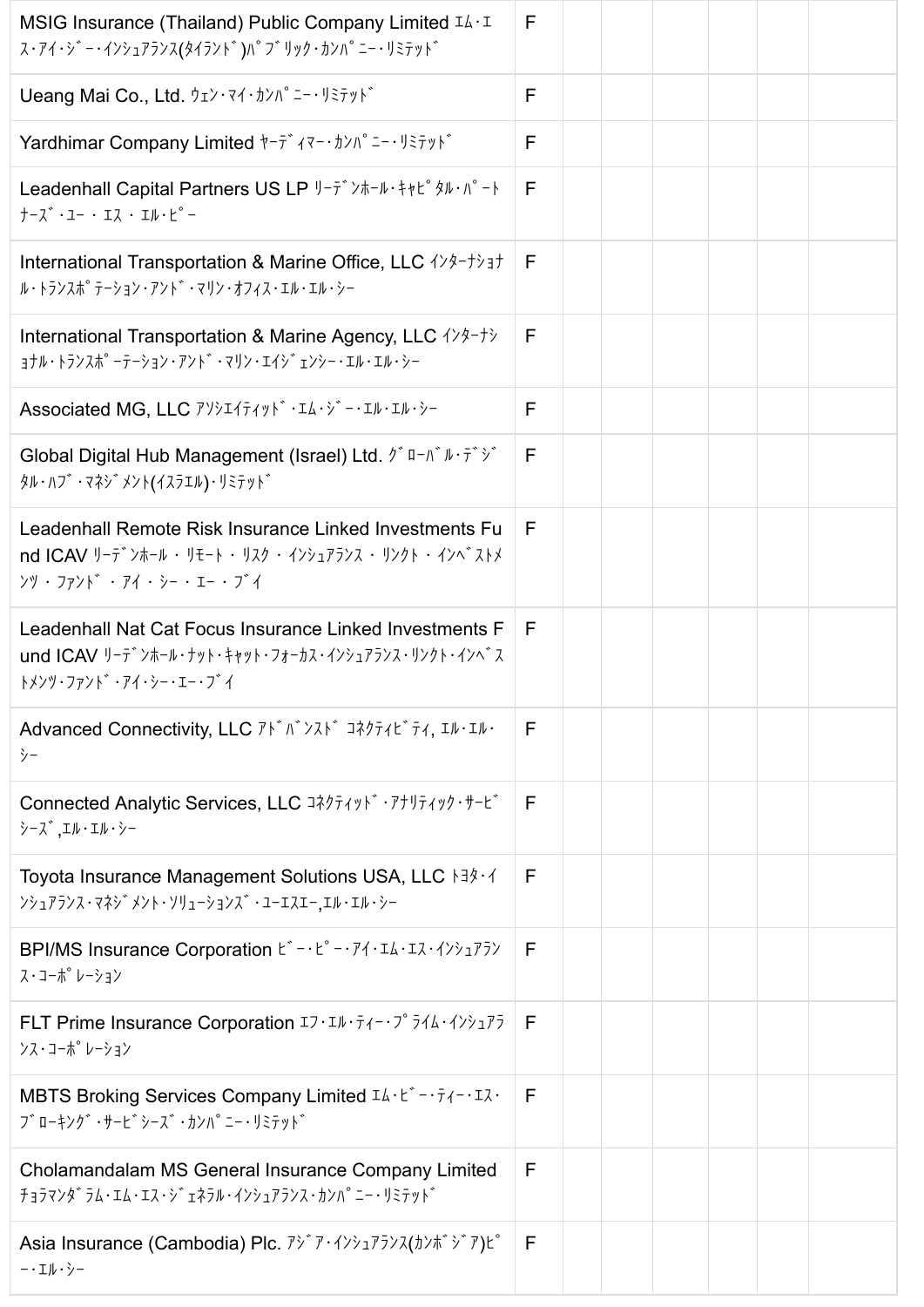| MSIG Insurance (Thailand) Public Company Limited ｴﾑ･ｴｽ･ｱｲ･ｼﾞｰ･ｲﾝｼｭｱﾗﾝｽ(ﾀｲﾗﾝﾄﾞ)ﾊﾟﾌﾞﾘｯｸ･ｶﾝﾊﾟﾆｰ･ﾘﾐﾃｯﾄﾞ | F | | | | | | |
|---|---|---|---|---|---|---|---|
| Ueang Mai Co., Ltd. ｳｪﾝ･ﾏｲ･ｶﾝﾊﾟﾆｰ･ﾘﾐﾃｯﾄﾞ | F | | | | | | |
| Yardhimar Company Limited ﾔｰﾃﾞｨﾏｰ･ｶﾝﾊﾟﾆｰ･ﾘﾐﾃｯﾄﾞ | F | | | | | | |
| Leadenhall Capital Partners US LP ﾘｰﾃﾞﾝﾎｰﾙ･ｷｬﾋﾟﾀﾙ･ﾊﾟｰﾄﾅｰｽﾞ･ﾕｰ ･ ｴｽ ･ ｴﾙ･ﾋﾟｰ | F | | | | | | |
| International Transportation & Marine Office, LLC ｲﾝﾀｰﾅｼｮﾅﾙ･ﾄﾗﾝｽﾎﾟﾃｰｼｮﾝ･ｱﾝﾄﾞ･ﾏﾘﾝ･ｵﾌｨｽ･ｴﾙ･ｴﾙ･ｼｰ | F | | | | | | |
| International Transportation & Marine Agency, LLC ｲﾝﾀｰﾅｼｮﾅﾙ･ﾄﾗﾝｽﾎﾟｰﾃｰｼｮﾝ･ｱﾝﾄﾞ･ﾏﾘﾝ･ｴｲｼﾞｪﾝｼｰ･ｴﾙ･ｴﾙ･ｼｰ | F | | | | | | |
| Associated MG, LLC ｱｿｼｴｲﾃｨｯﾄﾞ･ｴﾑ･ｼﾞｰ･ｴﾙ･ｴﾙ･ｼｰ | F | | | | | | |
| Global Digital Hub Management (Israel) Ltd. ｸﾞﾛｰﾊﾞﾙ･ﾃﾞｼﾞﾀﾙ･ﾊﾌﾞ･ﾏﾈｼﾞﾒﾝﾄ(ｲｽﾗｴﾙ)･ﾘﾐﾃｯﾄﾞ | F | | | | | | |
| Leadenhall Remote Risk Insurance Linked Investments Fund ICAV ﾘｰﾃﾞﾝﾎｰﾙ ･ ﾘﾓｰﾄ ･ ﾘｽｸ ･ ｲﾝｼｭｱﾗﾝｽ ･ ﾘﾝｸﾄ ･ ｲﾝﾍﾞｽﾄﾒﾝﾂ ･ ﾌｧﾝﾄﾞ ･ ｱｲ ･ ｼｰ ･ ｴｰ ･ ﾌﾞｲ | F | | | | | | |
| Leadenhall Nat Cat Focus Insurance Linked Investments Fund ICAV ﾘｰﾃﾞﾝﾎｰﾙ･ﾅｯﾄ･ｷｬｯﾄ･ﾌｫｰｶｽ･ｲﾝｼｭｱﾗﾝｽ･ﾘﾝｸﾄ･ｲﾝﾍﾞｽﾄﾒﾝﾂ･ﾌｧﾝﾄﾞ･ｱｲ･ｼｰ･ｴｰ･ﾌﾞｲ | F | | | | | | |
| Advanced Connectivity, LLC ｱﾄﾞﾊﾞﾝｽﾄﾞ ｺﾈｸﾃｨﾋﾞﾃｨ, ｴﾙ･ｴﾙ･ｼｰ | F | | | | | | |
| Connected Analytic Services, LLC ｺﾈｸﾃｨｯﾄﾞ･ｱﾅﾘﾃｨｯｸ･ｻｰﾋﾞｼｰｽﾞ,ｴﾙ･ｴﾙ･ｼｰ | F | | | | | | |
| Toyota Insurance Management Solutions USA, LLC ﾄﾖﾀ･ｲﾝｼｭｱﾗﾝｽ･ﾏﾈｼﾞﾒﾝﾄ･ｿﾘｭｰｼｮﾝｽﾞ･ﾕｰｴｽｴｰ,ｴﾙ･ｴﾙ･ｼｰ | F | | | | | | |
| BPI/MS Insurance Corporation ﾋﾞｰ･ﾋﾟｰ･ｱｲ･ｴﾑ･ｴｽ･ｲﾝｼｭｱﾗﾝｽ･ｺｰﾎﾟﾚｰｼｮﾝ | F | | | | | | |
| FLT Prime Insurance Corporation ｴﾌ･ｴﾙ･ﾃｨｰ･ﾌﾟﾗｲﾑ･ｲﾝｼｭｱﾗﾝｽ･ｺｰﾎﾟﾚｰｼｮﾝ | F | | | | | | |
| MBTS Broking Services Company Limited ｴﾑ･ﾋﾞｰ･ﾃｨｰ･ｴｽ･ﾌﾞﾛｰｷﾝｸﾞ･ｻｰﾋﾞｼｰｽﾞ･ｶﾝﾊﾟﾆｰ･ﾘﾐﾃｯﾄﾞ | F | | | | | | |
| Cholamandalam MS General Insurance Company Limited ﾁｮﾗﾏﾝﾀﾞﾗﾑ･ｴﾑ･ｴｽ･ｼﾞｪﾈﾗﾙ･ｲﾝｼｭｱﾗﾝｽ･ｶﾝﾊﾟﾆｰ･ﾘﾐﾃｯﾄﾞ | F | | | | | | |
| Asia Insurance (Cambodia) Plc. ｱｼﾞｱ･ｲﾝｼｭｱﾗﾝｽ(ｶﾝﾎﾞｼﾞｱ)ﾋﾟｰ･ｴﾙ･ｼｰ | F | | | | | | |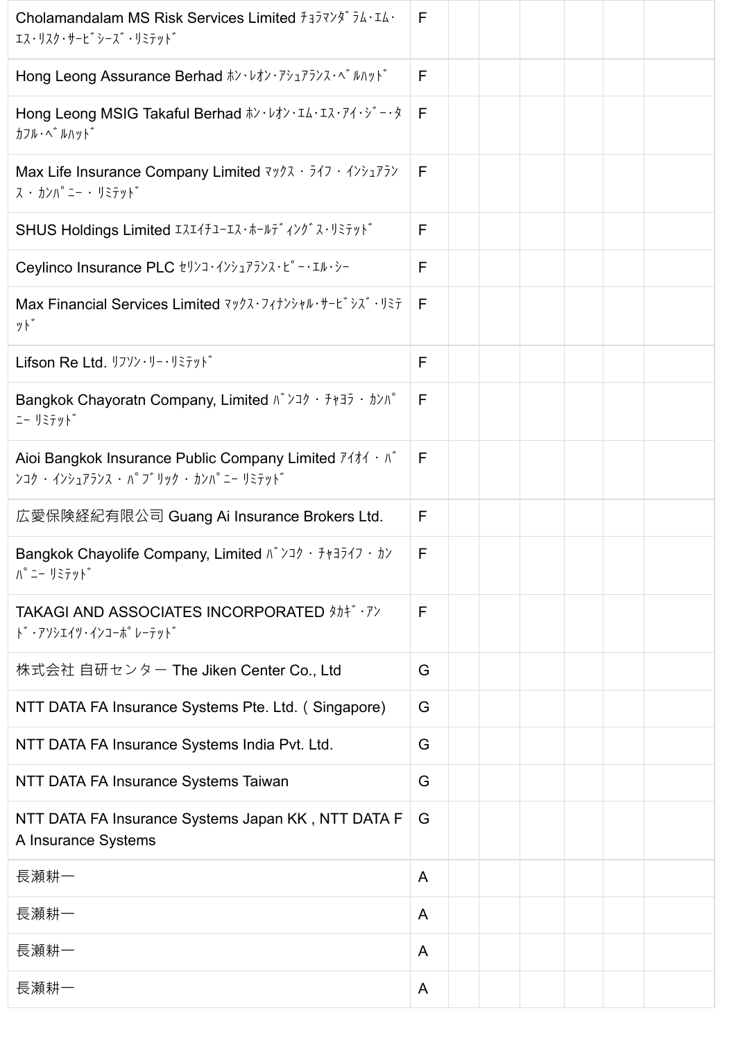| | | | | | | | |
|---|---|---|---|---|---|---|---|
| Cholamandalam MS Risk Services Limited ﾁｮﾗﾏﾝﾀﾞﾗﾑ･ｴﾑ･ｴｽ･ﾘｽｸ･ｻｰﾋﾞｼｰｽﾞ･ﾘﾐﾃｯﾄﾞ | F | | | | | | |
| Hong Leong Assurance Berhad ﾎﾝ･ﾚｵﾝ･ｱｼｭｱﾗﾝｽ･ﾍﾞﾙﾊｯﾄﾞ | F | | | | | | |
| Hong Leong MSIG Takaful Berhad ﾎﾝ･ﾚｵﾝ･ｴﾑ･ｴｽ･ｱｲ･ｼﾞｰ･ﾀｶﾌﾙ･ﾍﾞﾙﾊｯﾄﾞ | F | | | | | | |
| Max Life Insurance Company Limited ﾏｯｸｽ ・ ﾗｲﾌ ・ ｲﾝｼｭｱﾗﾝｽ ・ ｶﾝﾊﾟﾆｰ ・ ﾘﾐﾃｯﾄﾞ | F | | | | | | |
| SHUS Holdings Limited ｴｽｴｲﾁﾕｰｴｽ･ﾎｰﾙﾃﾞｨﾝｸﾞｽ･ﾘﾐﾃｯﾄﾞ | F | | | | | | |
| Ceylinco Insurance PLC ｾﾘﾝｺ･ｲﾝｼｭｱﾗﾝｽ･ﾋﾟｰ･ｴﾙ･ｼｰ | F | | | | | | |
| Max Financial Services Limited ﾏｯｸｽ･ﾌｨﾅﾝｼｬﾙ･ｻｰﾋﾞｼｽﾞ･ﾘﾐﾃｯﾄﾞ | F | | | | | | |
| Lifson Re Ltd. ﾘﾌｿﾝ･ﾘｰ･ﾘﾐﾃｯﾄﾞ | F | | | | | | |
| Bangkok Chayoratn Company, Limited ﾊﾞﾝｺｸ ・ ﾁｬﾖﾗ ・ ｶﾝﾊﾟﾆｰ ﾘﾐﾃｯﾄﾞ | F | | | | | | |
| Aioi Bangkok Insurance Public Company Limited ｱｲｵｲ ・ ﾊﾞﾝｺｸ ・ ｲﾝｼｭｱﾗﾝｽ ・ ﾊﾟﾌﾞﾘｯｸ ・ ｶﾝﾊﾟﾆｰ ﾘﾐﾃｯﾄﾞ | F | | | | | | |
| 広愛保険経紀有限公司 Guang Ai Insurance Brokers Ltd. | F | | | | | | |
| Bangkok Chayolife Company, Limited ﾊﾞﾝｺｸ ・ ﾁｬﾖﾗｲﾌ ・ ｶﾝﾊﾟﾆｰ ﾘﾐﾃｯﾄﾞ | F | | | | | | |
| TAKAGI AND ASSOCIATES INCORPORATED ﾀｶｷﾞ･ｱﾝﾄﾞ･ｱｿｼｴｲﾂ･ｲﾝｺｰﾎﾟﾚｰﾃｯﾄﾞ | F | | | | | | |
| 株式会社 自研センター The Jiken Center Co., Ltd | G | | | | | | |
| NTT DATA FA Insurance Systems Pte. Ltd. ( Singapore) | G | | | | | | |
| NTT DATA FA Insurance Systems India Pvt. Ltd. | G | | | | | | |
| NTT DATA FA Insurance Systems Taiwan | G | | | | | | |
| NTT DATA FA Insurance Systems Japan KK , NTT DATA FA Insurance Systems | G | | | | | | |
| 長瀬耕一 | A | | | | | | |
| 長瀬耕一 | A | | | | | | |
| 長瀬耕一 | A | | | | | | |
| 長瀬耕一 | A | | | | | | |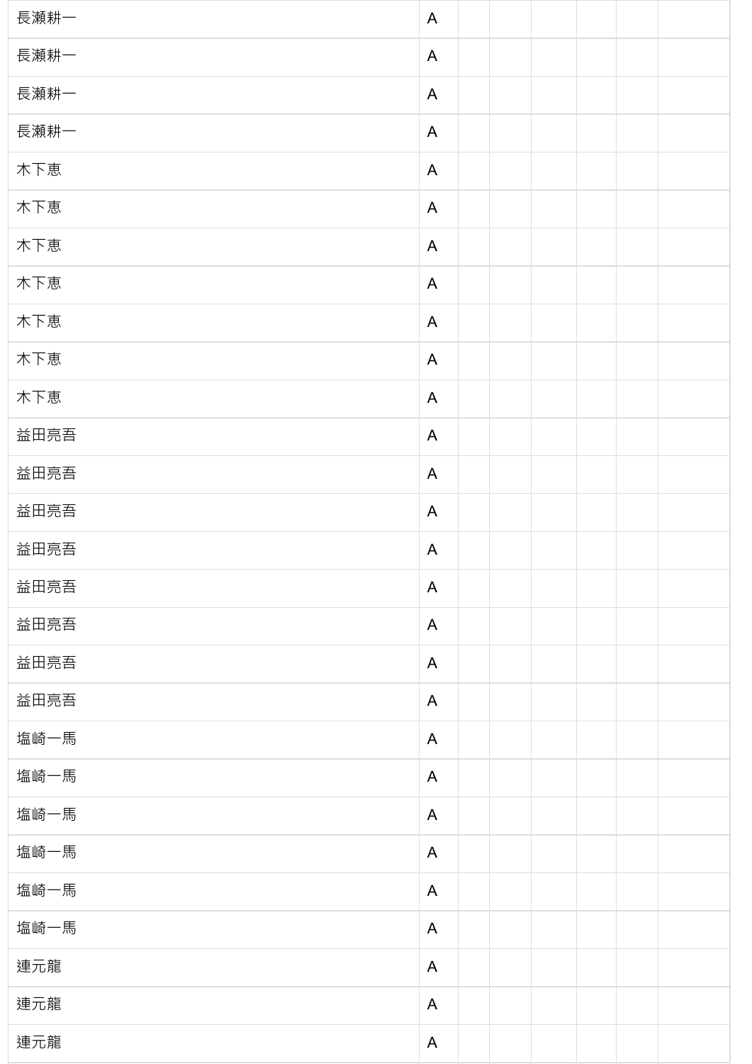| | | | | | | | |
|---|---|---|---|---|---|---|---|
| 長瀬耕一 | A | | | | | | |
| 長瀬耕一 | A | | | | | | |
| 長瀬耕一 | A | | | | | | |
| 長瀬耕一 | A | | | | | | |
| 木下恵 | A | | | | | | |
| 木下恵 | A | | | | | | |
| 木下恵 | A | | | | | | |
| 木下恵 | A | | | | | | |
| 木下恵 | A | | | | | | |
| 木下恵 | A | | | | | | |
| 木下恵 | A | | | | | | |
| 益田亮吾 | A | | | | | | |
| 益田亮吾 | A | | | | | | |
| 益田亮吾 | A | | | | | | |
| 益田亮吾 | A | | | | | | |
| 益田亮吾 | A | | | | | | |
| 益田亮吾 | A | | | | | | |
| 益田亮吾 | A | | | | | | |
| 益田亮吾 | A | | | | | | |
| 塩崎一馬 | A | | | | | | |
| 塩崎一馬 | A | | | | | | |
| 塩崎一馬 | A | | | | | | |
| 塩崎一馬 | A | | | | | | |
| 塩崎一馬 | A | | | | | | |
| 塩崎一馬 | A | | | | | | |
| 連元龍 | A | | | | | | |
| 連元龍 | A | | | | | | |
| 連元龍 | A | | | | | | |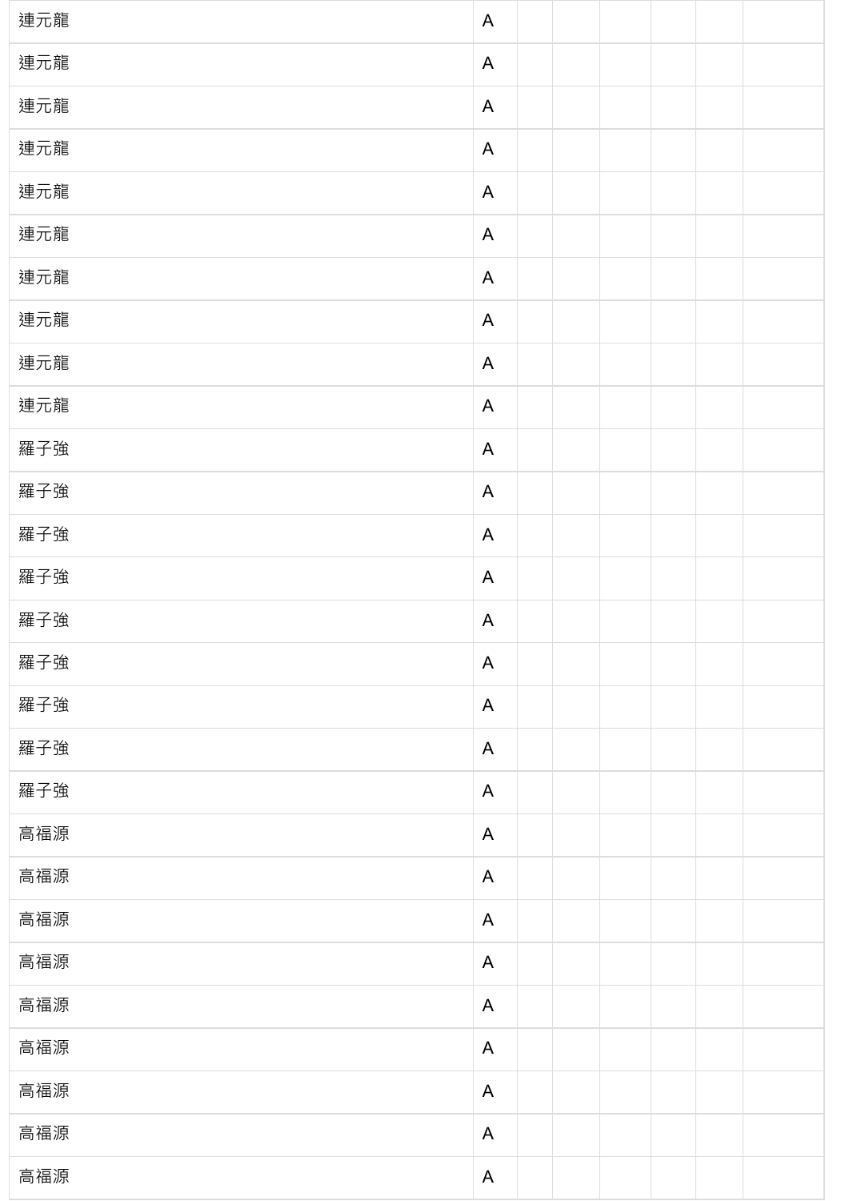| | | | | | | | |
|---|---|---|---|---|---|---|---|
| 連元龍 | A | | | | | | |
| 連元龍 | A | | | | | | |
| 連元龍 | A | | | | | | |
| 連元龍 | A | | | | | | |
| 連元龍 | A | | | | | | |
| 連元龍 | A | | | | | | |
| 連元龍 | A | | | | | | |
| 連元龍 | A | | | | | | |
| 連元龍 | A | | | | | | |
| 連元龍 | A | | | | | | |
| 羅子強 | A | | | | | | |
| 羅子強 | A | | | | | | |
| 羅子強 | A | | | | | | |
| 羅子強 | A | | | | | | |
| 羅子強 | A | | | | | | |
| 羅子強 | A | | | | | | |
| 羅子強 | A | | | | | | |
| 羅子強 | A | | | | | | |
| 羅子強 | A | | | | | | |
| 高福源 | A | | | | | | |
| 高福源 | A | | | | | | |
| 高福源 | A | | | | | | |
| 高福源 | A | | | | | | |
| 高福源 | A | | | | | | |
| 高福源 | A | | | | | | |
| 高福源 | A | | | | | | |
| 高福源 | A | | | | | | |
| 高福源 | A | | | | | | |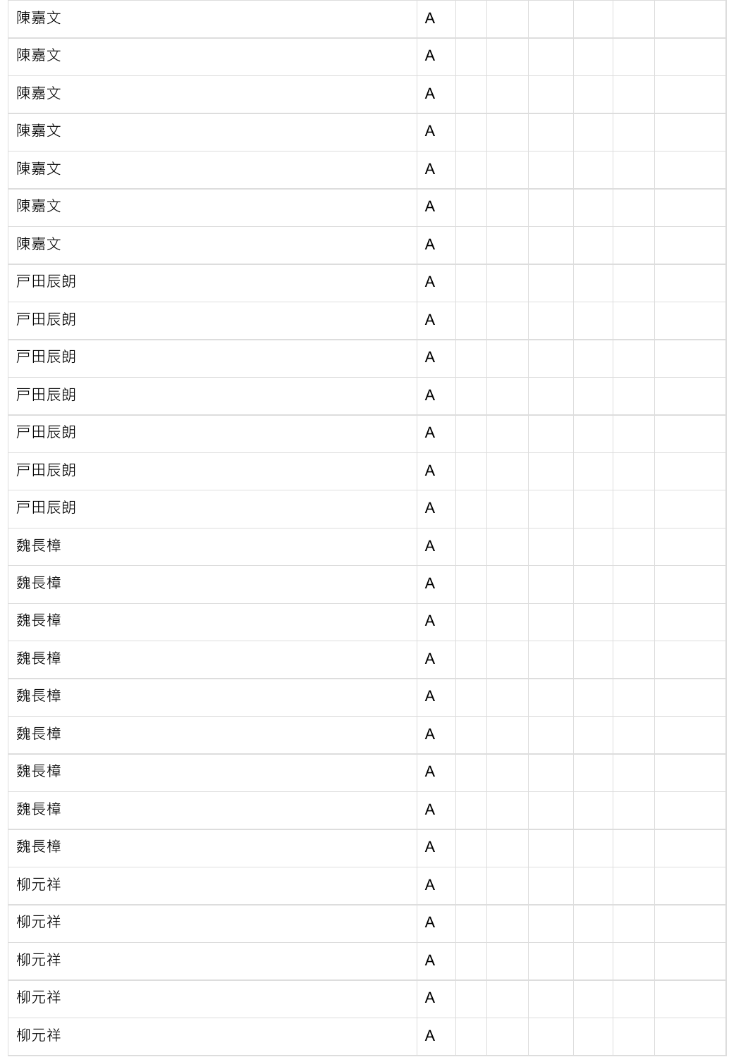| | | | | | | | |
|---|---|---|---|---|---|---|---|
| 陳嘉文 | A | | | | | | |
| 陳嘉文 | A | | | | | | |
| 陳嘉文 | A | | | | | | |
| 陳嘉文 | A | | | | | | |
| 陳嘉文 | A | | | | | | |
| 陳嘉文 | A | | | | | | |
| 陳嘉文 | A | | | | | | |
| 戸田辰朗 | A | | | | | | |
| 戸田辰朗 | A | | | | | | |
| 戸田辰朗 | A | | | | | | |
| 戸田辰朗 | A | | | | | | |
| 戸田辰朗 | A | | | | | | |
| 戸田辰朗 | A | | | | | | |
| 戸田辰朗 | A | | | | | | |
| 魏長樟 | A | | | | | | |
| 魏長樟 | A | | | | | | |
| 魏長樟 | A | | | | | | |
| 魏長樟 | A | | | | | | |
| 魏長樟 | A | | | | | | |
| 魏長樟 | A | | | | | | |
| 魏長樟 | A | | | | | | |
| 魏長樟 | A | | | | | | |
| 魏長樟 | A | | | | | | |
| 柳元祥 | A | | | | | | |
| 柳元祥 | A | | | | | | |
| 柳元祥 | A | | | | | | |
| 柳元祥 | A | | | | | | |
| 柳元祥 | A | | | | | | |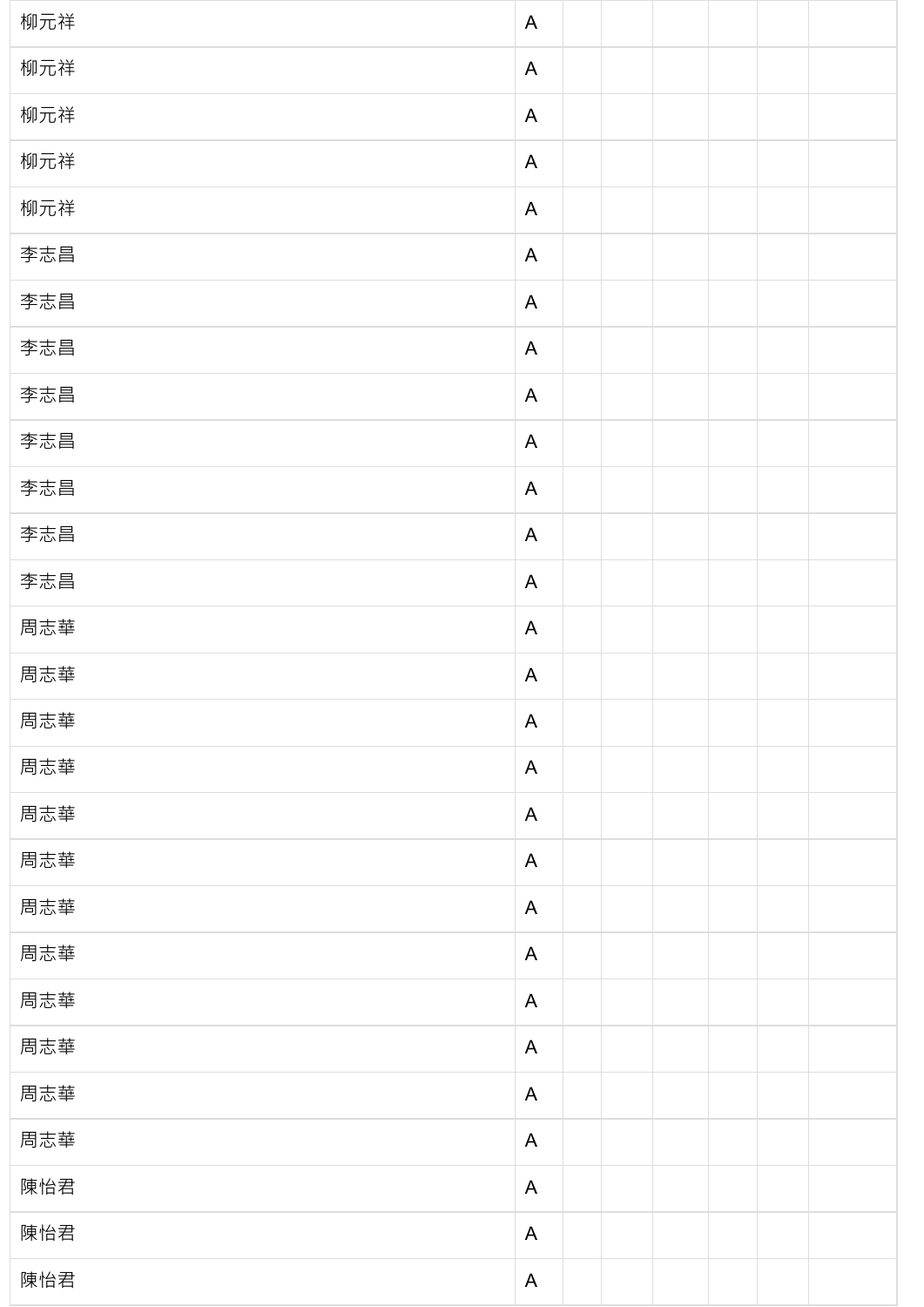| 柳元祥 | A | | | | | | |
|---|---|---|---|---|---|---|---|
| 柳元祥 | A | | | | | | |
| 柳元祥 | A | | | | | | |
| 柳元祥 | A | | | | | | |
| 柳元祥 | A | | | | | | |
| 李志昌 | A | | | | | | |
| 李志昌 | A | | | | | | |
| 李志昌 | A | | | | | | |
| 李志昌 | A | | | | | | |
| 李志昌 | A | | | | | | |
| 李志昌 | A | | | | | | |
| 李志昌 | A | | | | | | |
| 李志昌 | A | | | | | | |
| 周志華 | A | | | | | | |
| 周志華 | A | | | | | | |
| 周志華 | A | | | | | | |
| 周志華 | A | | | | | | |
| 周志華 | A | | | | | | |
| 周志華 | A | | | | | | |
| 周志華 | A | | | | | | |
| 周志華 | A | | | | | | |
| 周志華 | A | | | | | | |
| 周志華 | A | | | | | | |
| 周志華 | A | | | | | | |
| 周志華 | A | | | | | | |
| 陳怡君 | A | | | | | | |
| 陳怡君 | A | | | | | | |
| 陳怡君 | A | | | | | | |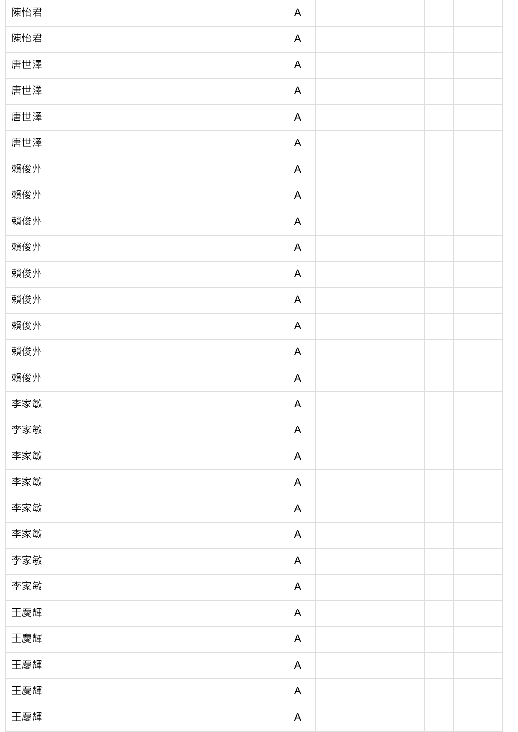| | | | | | | | |
|---|---|---|---|---|---|---|---|
| 陳怡君 | A | | | | | | |
| 陳怡君 | A | | | | | | |
| 唐世澤 | A | | | | | | |
| 唐世澤 | A | | | | | | |
| 唐世澤 | A | | | | | | |
| 唐世澤 | A | | | | | | |
| 賴俊州 | A | | | | | | |
| 賴俊州 | A | | | | | | |
| 賴俊州 | A | | | | | | |
| 賴俊州 | A | | | | | | |
| 賴俊州 | A | | | | | | |
| 賴俊州 | A | | | | | | |
| 賴俊州 | A | | | | | | |
| 賴俊州 | A | | | | | | |
| 賴俊州 | A | | | | | | |
| 李家敏 | A | | | | | | |
| 李家敏 | A | | | | | | |
| 李家敏 | A | | | | | | |
| 李家敏 | A | | | | | | |
| 李家敏 | A | | | | | | |
| 李家敏 | A | | | | | | |
| 李家敏 | A | | | | | | |
| 李家敏 | A | | | | | | |
| 王慶輝 | A | | | | | | |
| 王慶輝 | A | | | | | | |
| 王慶輝 | A | | | | | | |
| 王慶輝 | A | | | | | | |
| 王慶輝 | A | | | | | | |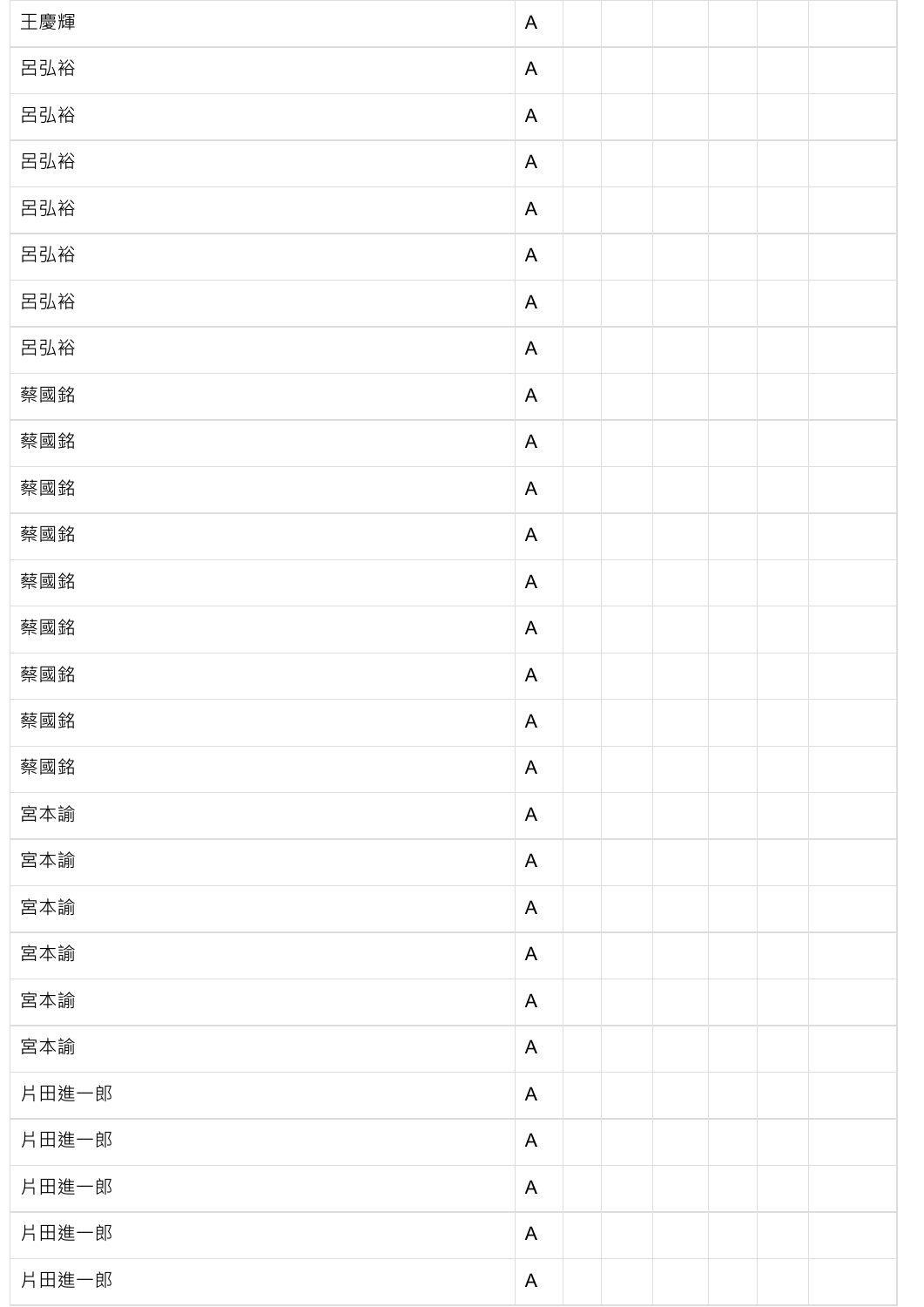| | | | | | | | |
|---|---|---|---|---|---|---|---|
| 王慶輝 | A | | | | | | |
| 呂弘裕 | A | | | | | | |
| 呂弘裕 | A | | | | | | |
| 呂弘裕 | A | | | | | | |
| 呂弘裕 | A | | | | | | |
| 呂弘裕 | A | | | | | | |
| 呂弘裕 | A | | | | | | |
| 呂弘裕 | A | | | | | | |
| 蔡國銘 | A | | | | | | |
| 蔡國銘 | A | | | | | | |
| 蔡國銘 | A | | | | | | |
| 蔡國銘 | A | | | | | | |
| 蔡國銘 | A | | | | | | |
| 蔡國銘 | A | | | | | | |
| 蔡國銘 | A | | | | | | |
| 蔡國銘 | A | | | | | | |
| 蔡國銘 | A | | | | | | |
| 宮本諭 | A | | | | | | |
| 宮本諭 | A | | | | | | |
| 宮本諭 | A | | | | | | |
| 宮本諭 | A | | | | | | |
| 宮本諭 | A | | | | | | |
| 宮本諭 | A | | | | | | |
| 片田進一郎 | A | | | | | | |
| 片田進一郎 | A | | | | | | |
| 片田進一郎 | A | | | | | | |
| 片田進一郎 | A | | | | | | |
| 片田進一郎 | A | | | | | | |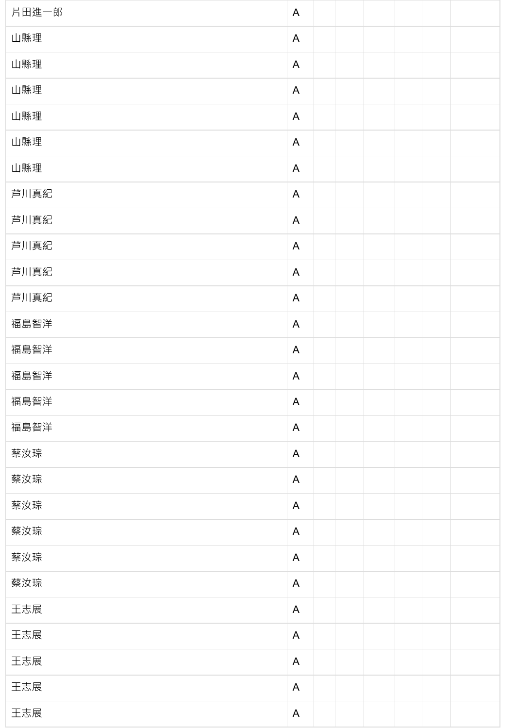| | | | | | | | |
|---|---|---|---|---|---|---|---|
| 片田進一郎 | A | | | | | | |
| 山縣理 | A | | | | | | |
| 山縣理 | A | | | | | | |
| 山縣理 | A | | | | | | |
| 山縣理 | A | | | | | | |
| 山縣理 | A | | | | | | |
| 山縣理 | A | | | | | | |
| 芦川真紀 | A | | | | | | |
| 芦川真紀 | A | | | | | | |
| 芦川真紀 | A | | | | | | |
| 芦川真紀 | A | | | | | | |
| 芦川真紀 | A | | | | | | |
| 福島智洋 | A | | | | | | |
| 福島智洋 | A | | | | | | |
| 福島智洋 | A | | | | | | |
| 福島智洋 | A | | | | | | |
| 福島智洋 | A | | | | | | |
| 蔡汝琮 | A | | | | | | |
| 蔡汝琮 | A | | | | | | |
| 蔡汝琮 | A | | | | | | |
| 蔡汝琮 | A | | | | | | |
| 蔡汝琮 | A | | | | | | |
| 蔡汝琮 | A | | | | | | |
| 王志展 | A | | | | | | |
| 王志展 | A | | | | | | |
| 王志展 | A | | | | | | |
| 王志展 | A | | | | | | |
| 王志展 | A | | | | | | |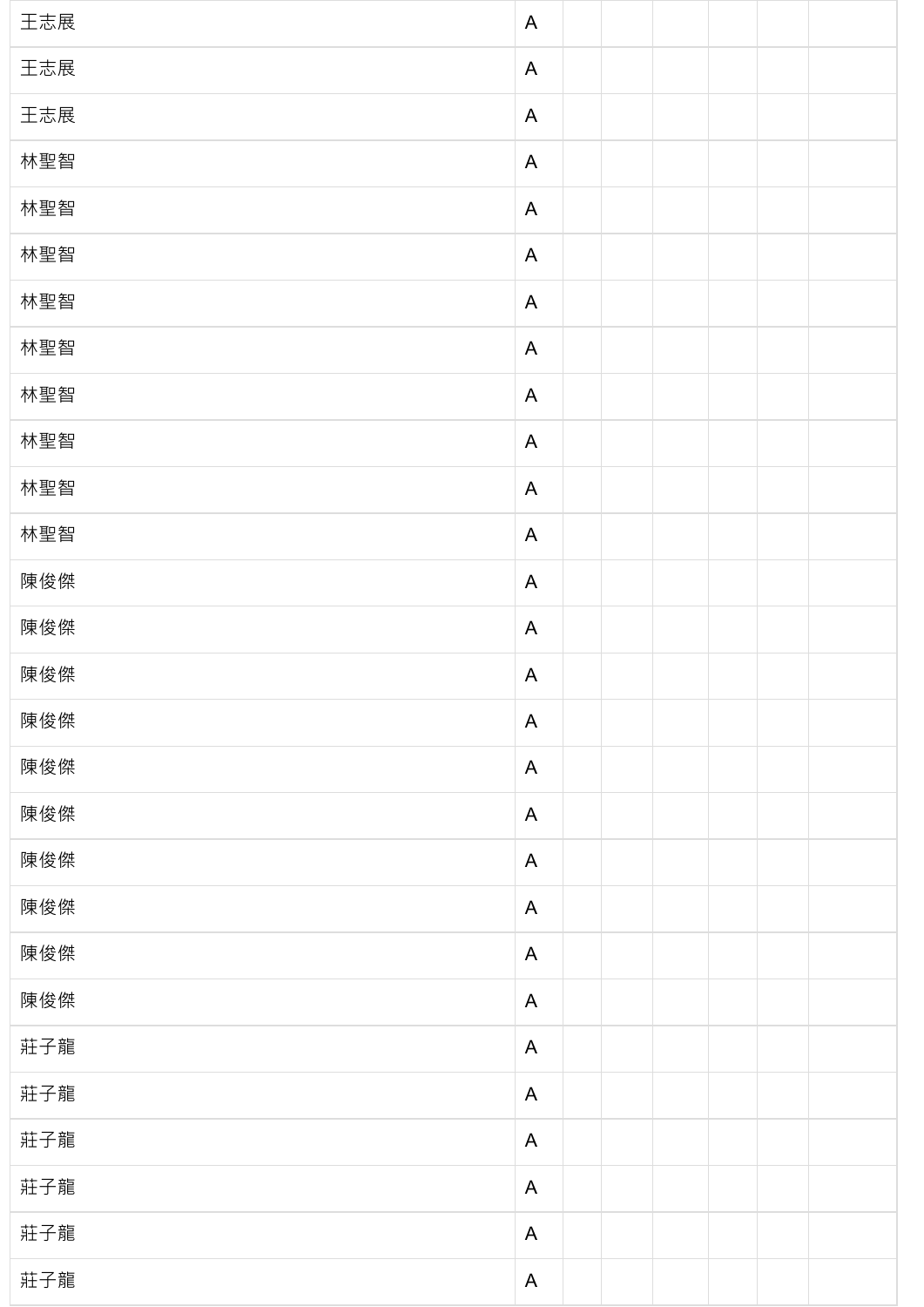| | | | | | | | |
|---|---|---|---|---|---|---|---|
| 王志展 | A | | | | | | |
| 王志展 | A | | | | | | |
| 王志展 | A | | | | | | |
| 林聖智 | A | | | | | | |
| 林聖智 | A | | | | | | |
| 林聖智 | A | | | | | | |
| 林聖智 | A | | | | | | |
| 林聖智 | A | | | | | | |
| 林聖智 | A | | | | | | |
| 林聖智 | A | | | | | | |
| 林聖智 | A | | | | | | |
| 林聖智 | A | | | | | | |
| 陳俊傑 | A | | | | | | |
| 陳俊傑 | A | | | | | | |
| 陳俊傑 | A | | | | | | |
| 陳俊傑 | A | | | | | | |
| 陳俊傑 | A | | | | | | |
| 陳俊傑 | A | | | | | | |
| 陳俊傑 | A | | | | | | |
| 陳俊傑 | A | | | | | | |
| 陳俊傑 | A | | | | | | |
| 陳俊傑 | A | | | | | | |
| 莊子龍 | A | | | | | | |
| 莊子龍 | A | | | | | | |
| 莊子龍 | A | | | | | | |
| 莊子龍 | A | | | | | | |
| 莊子龍 | A | | | | | | |
| 莊子龍 | A | | | | | | |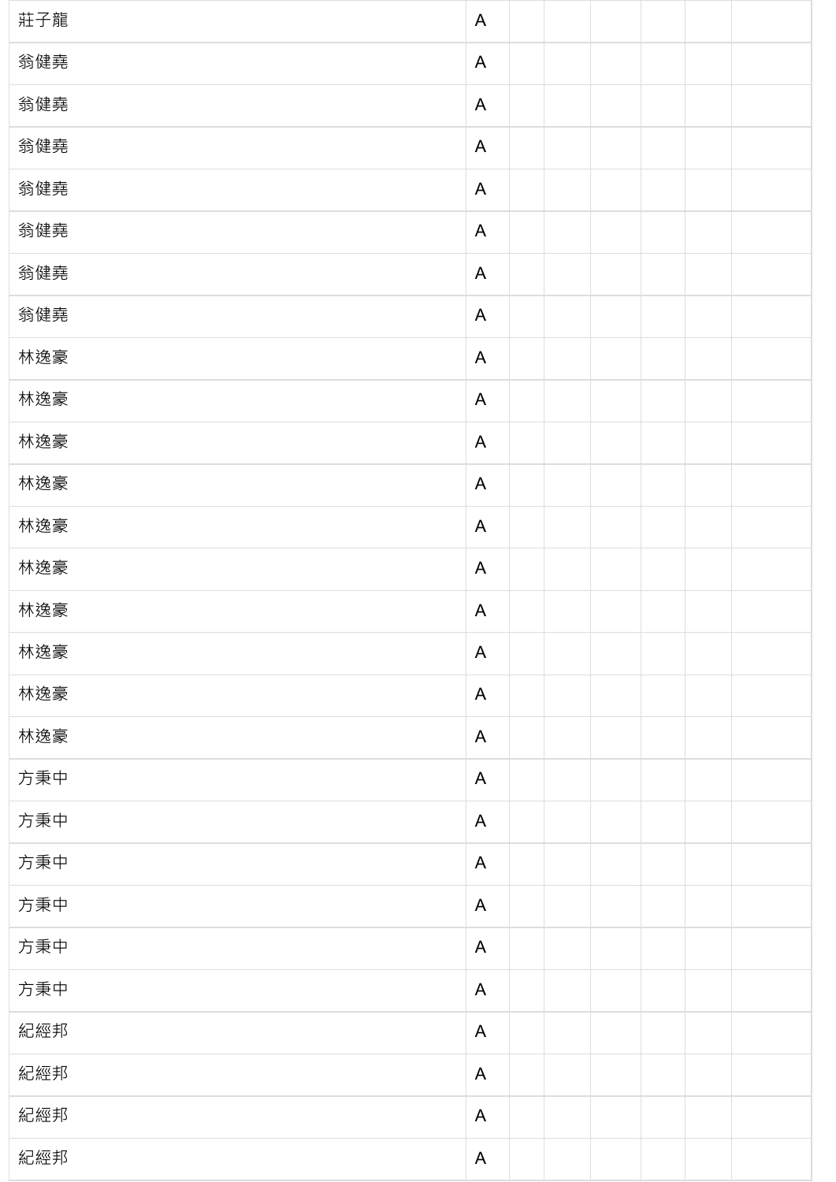| 莊子龍 | A | | | | | | |
|---|---|---|---|---|---|---|---|
| 翁健堯 | A | | | | | | |
| 翁健堯 | A | | | | | | |
| 翁健堯 | A | | | | | | |
| 翁健堯 | A | | | | | | |
| 翁健堯 | A | | | | | | |
| 翁健堯 | A | | | | | | |
| 翁健堯 | A | | | | | | |
| 林逸豪 | A | | | | | | |
| 林逸豪 | A | | | | | | |
| 林逸豪 | A | | | | | | |
| 林逸豪 | A | | | | | | |
| 林逸豪 | A | | | | | | |
| 林逸豪 | A | | | | | | |
| 林逸豪 | A | | | | | | |
| 林逸豪 | A | | | | | | |
| 林逸豪 | A | | | | | | |
| 林逸豪 | A | | | | | | |
| 方秉中 | A | | | | | | |
| 方秉中 | A | | | | | | |
| 方秉中 | A | | | | | | |
| 方秉中 | A | | | | | | |
| 方秉中 | A | | | | | | |
| 方秉中 | A | | | | | | |
| 紀經邦 | A | | | | | | |
| 紀經邦 | A | | | | | | |
| 紀經邦 | A | | | | | | |
| 紀經邦 | A | | | | | | |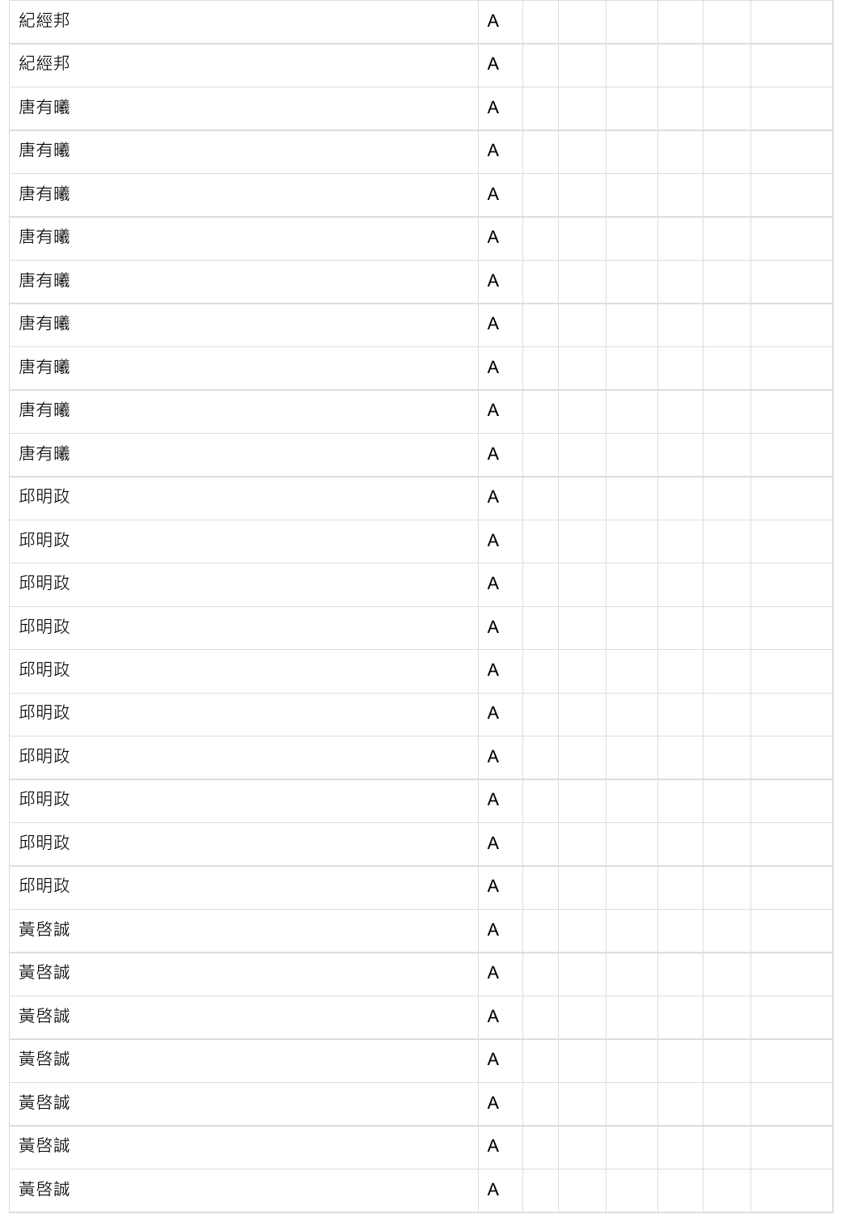| 紀經邦 | A | | | | | | |
|---|---|---|---|---|---|---|---|
| 紀經邦 | A | | | | | | |
| 唐有曦 | A | | | | | | |
| 唐有曦 | A | | | | | | |
| 唐有曦 | A | | | | | | |
| 唐有曦 | A | | | | | | |
| 唐有曦 | A | | | | | | |
| 唐有曦 | A | | | | | | |
| 唐有曦 | A | | | | | | |
| 唐有曦 | A | | | | | | |
| 唐有曦 | A | | | | | | |
| 邱明政 | A | | | | | | |
| 邱明政 | A | | | | | | |
| 邱明政 | A | | | | | | |
| 邱明政 | A | | | | | | |
| 邱明政 | A | | | | | | |
| 邱明政 | A | | | | | | |
| 邱明政 | A | | | | | | |
| 邱明政 | A | | | | | | |
| 邱明政 | A | | | | | | |
| 邱明政 | A | | | | | | |
| 黃啓誠 | A | | | | | | |
| 黃啓誠 | A | | | | | | |
| 黃啓誠 | A | | | | | | |
| 黃啓誠 | A | | | | | | |
| 黃啓誠 | A | | | | | | |
| 黃啓誠 | A | | | | | | |
| 黃啓誠 | A | | | | | | |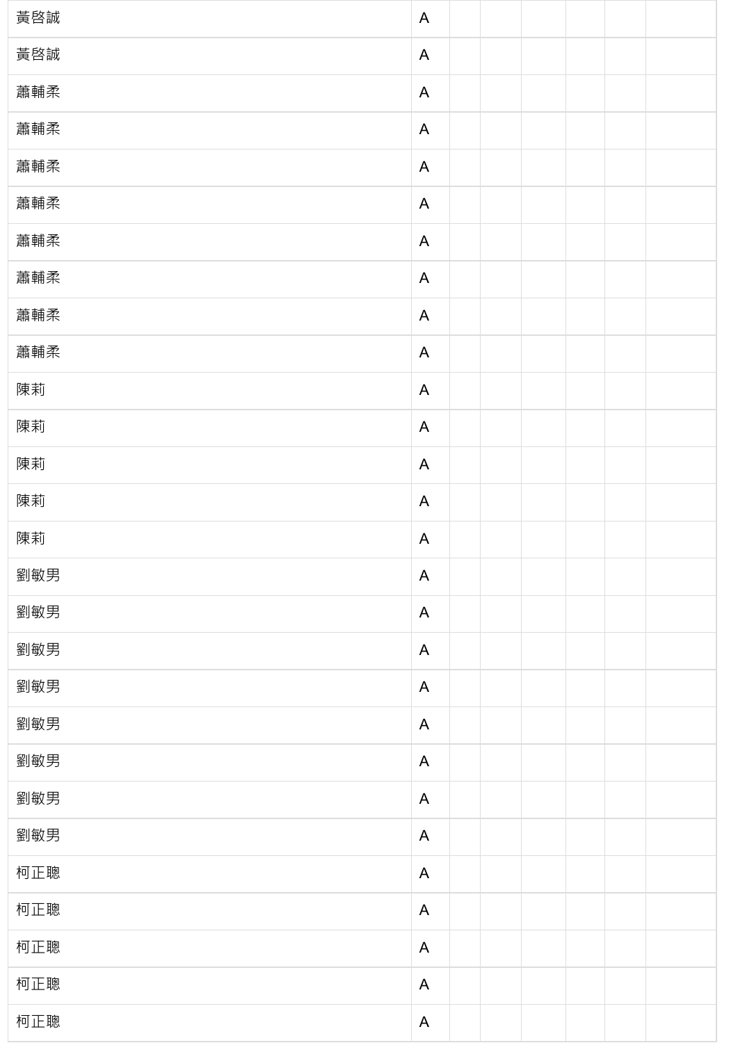| | | | | | | | |
|---|---|---|---|---|---|---|---|
| 黃啓誠 | A | | | | | | |
| 黃啓誠 | A | | | | | | |
| 蕭輔柔 | A | | | | | | |
| 蕭輔柔 | A | | | | | | |
| 蕭輔柔 | A | | | | | | |
| 蕭輔柔 | A | | | | | | |
| 蕭輔柔 | A | | | | | | |
| 蕭輔柔 | A | | | | | | |
| 蕭輔柔 | A | | | | | | |
| 蕭輔柔 | A | | | | | | |
| 陳莉 | A | | | | | | |
| 陳莉 | A | | | | | | |
| 陳莉 | A | | | | | | |
| 陳莉 | A | | | | | | |
| 陳莉 | A | | | | | | |
| 劉敏男 | A | | | | | | |
| 劉敏男 | A | | | | | | |
| 劉敏男 | A | | | | | | |
| 劉敏男 | A | | | | | | |
| 劉敏男 | A | | | | | | |
| 劉敏男 | A | | | | | | |
| 劉敏男 | A | | | | | | |
| 劉敏男 | A | | | | | | |
| 柯正聰 | A | | | | | | |
| 柯正聰 | A | | | | | | |
| 柯正聰 | A | | | | | | |
| 柯正聰 | A | | | | | | |
| 柯正聰 | A | | | | | | |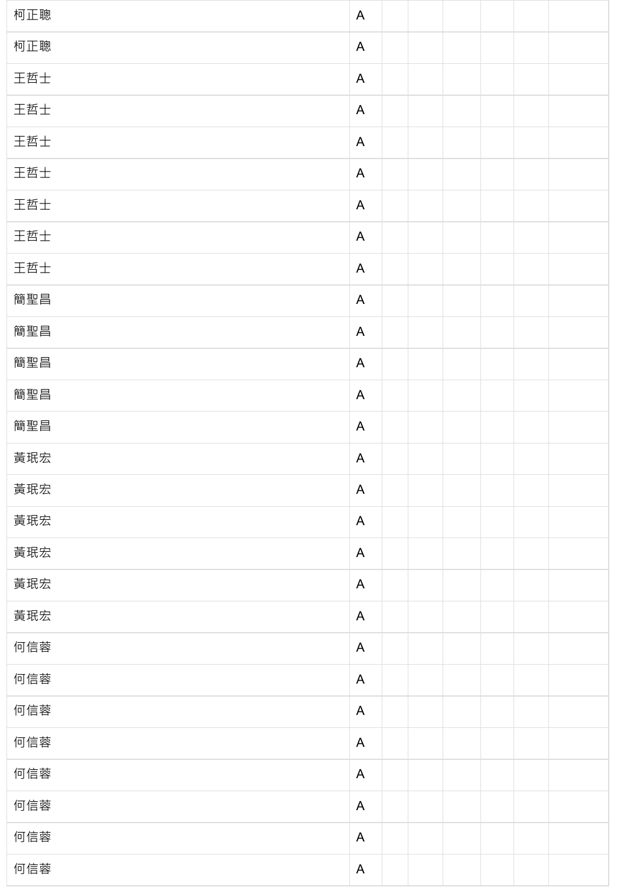| | | | | | | | |
|---|---|---|---|---|---|---|---|
| 柯正聰 | A | | | | | | |
| 柯正聰 | A | | | | | | |
| 王哲士 | A | | | | | | |
| 王哲士 | A | | | | | | |
| 王哲士 | A | | | | | | |
| 王哲士 | A | | | | | | |
| 王哲士 | A | | | | | | |
| 王哲士 | A | | | | | | |
| 王哲士 | A | | | | | | |
| 簡聖昌 | A | | | | | | |
| 簡聖昌 | A | | | | | | |
| 簡聖昌 | A | | | | | | |
| 簡聖昌 | A | | | | | | |
| 簡聖昌 | A | | | | | | |
| 黃珉宏 | A | | | | | | |
| 黃珉宏 | A | | | | | | |
| 黃珉宏 | A | | | | | | |
| 黃珉宏 | A | | | | | | |
| 黃珉宏 | A | | | | | | |
| 黃珉宏 | A | | | | | | |
| 何信蓉 | A | | | | | | |
| 何信蓉 | A | | | | | | |
| 何信蓉 | A | | | | | | |
| 何信蓉 | A | | | | | | |
| 何信蓉 | A | | | | | | |
| 何信蓉 | A | | | | | | |
| 何信蓉 | A | | | | | | |
| 何信蓉 | A | | | | | | |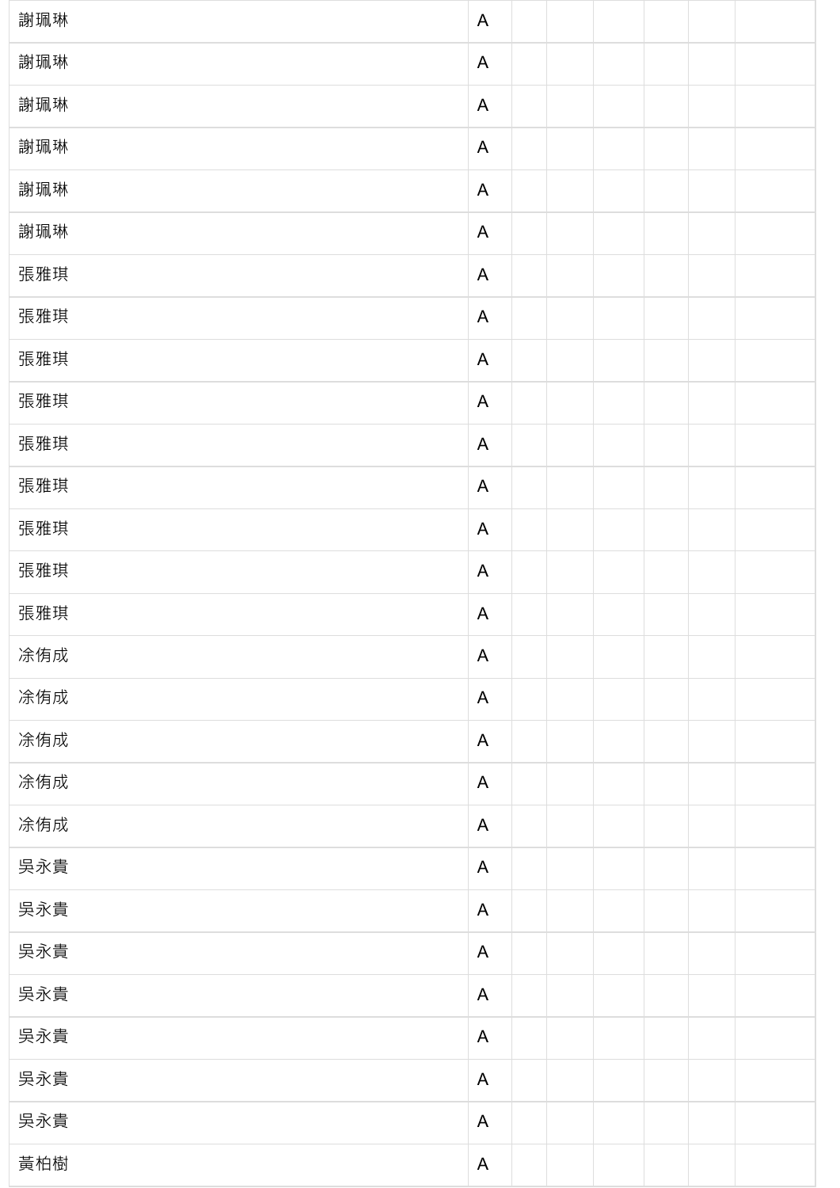| | | | | | | | |
|---|---|---|---|---|---|---|---|
| 謝珮琳 | A | | | | | | |
| 謝珮琳 | A | | | | | | |
| 謝珮琳 | A | | | | | | |
| 謝珮琳 | A | | | | | | |
| 謝珮琳 | A | | | | | | |
| 謝珮琳 | A | | | | | | |
| 張雅琪 | A | | | | | | |
| 張雅琪 | A | | | | | | |
| 張雅琪 | A | | | | | | |
| 張雅琪 | A | | | | | | |
| 張雅琪 | A | | | | | | |
| 張雅琪 | A | | | | | | |
| 張雅琪 | A | | | | | | |
| 張雅琪 | A | | | | | | |
| 張雅琪 | A | | | | | | |
| 凃侑成 | A | | | | | | |
| 凃侑成 | A | | | | | | |
| 凃侑成 | A | | | | | | |
| 凃侑成 | A | | | | | | |
| 凃侑成 | A | | | | | | |
| 吳永貴 | A | | | | | | |
| 吳永貴 | A | | | | | | |
| 吳永貴 | A | | | | | | |
| 吳永貴 | A | | | | | | |
| 吳永貴 | A | | | | | | |
| 吳永貴 | A | | | | | | |
| 吳永貴 | A | | | | | | |
| 黃柏樹 | A | | | | | | |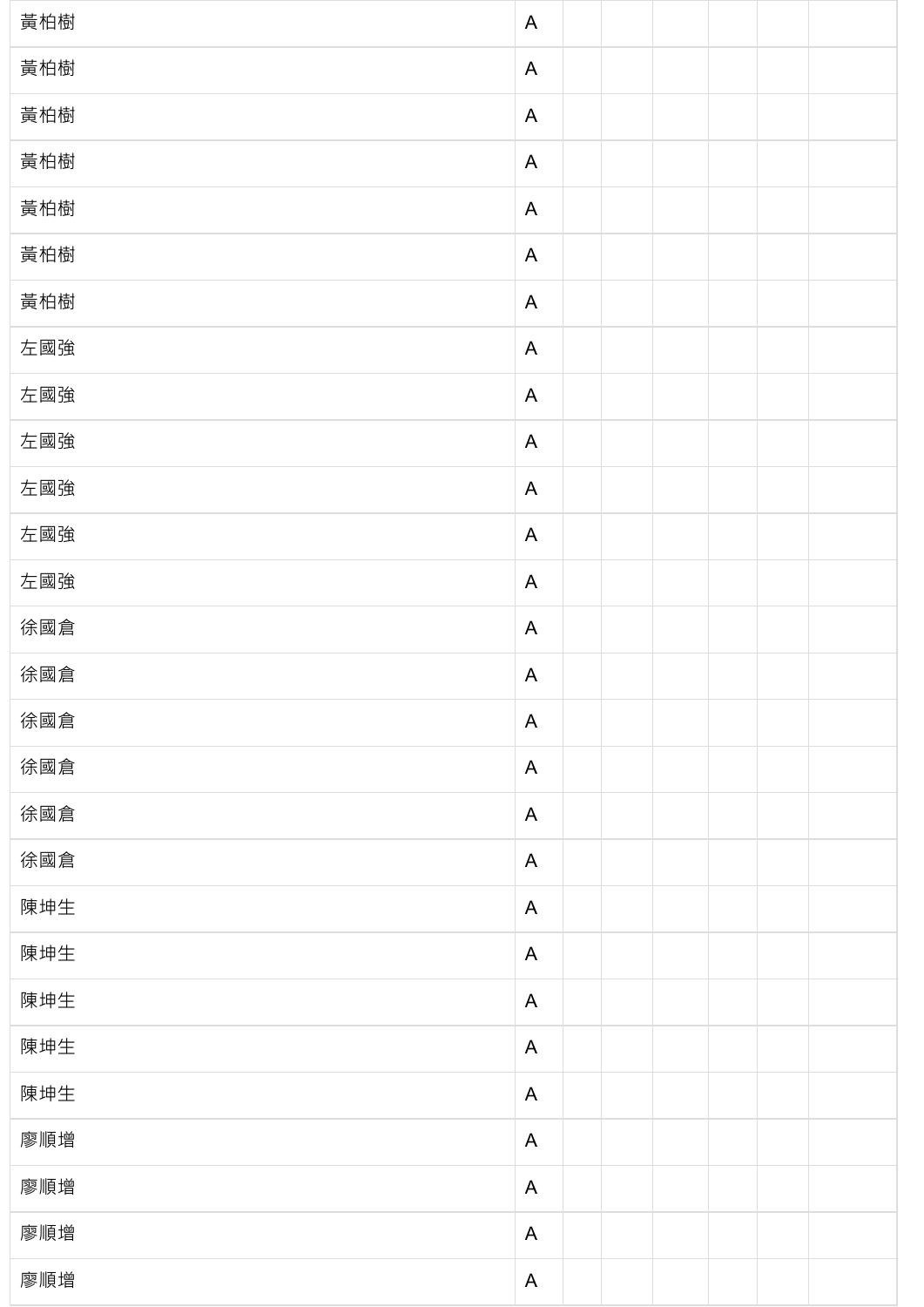| 黃柏樹 | A | | | | | | |
|---|---|---|---|---|---|---|---|
| 黃柏樹 | A | | | | | | |
| 黃柏樹 | A | | | | | | |
| 黃柏樹 | A | | | | | | |
| 黃柏樹 | A | | | | | | |
| 黃柏樹 | A | | | | | | |
| 黃柏樹 | A | | | | | | |
| 左國強 | A | | | | | | |
| 左國強 | A | | | | | | |
| 左國強 | A | | | | | | |
| 左國強 | A | | | | | | |
| 左國強 | A | | | | | | |
| 左國強 | A | | | | | | |
| 徐國倉 | A | | | | | | |
| 徐國倉 | A | | | | | | |
| 徐國倉 | A | | | | | | |
| 徐國倉 | A | | | | | | |
| 徐國倉 | A | | | | | | |
| 徐國倉 | A | | | | | | |
| 陳坤生 | A | | | | | | |
| 陳坤生 | A | | | | | | |
| 陳坤生 | A | | | | | | |
| 陳坤生 | A | | | | | | |
| 陳坤生 | A | | | | | | |
| 廖順增 | A | | | | | | |
| 廖順增 | A | | | | | | |
| 廖順增 | A | | | | | | |
| 廖順增 | A | | | | | | |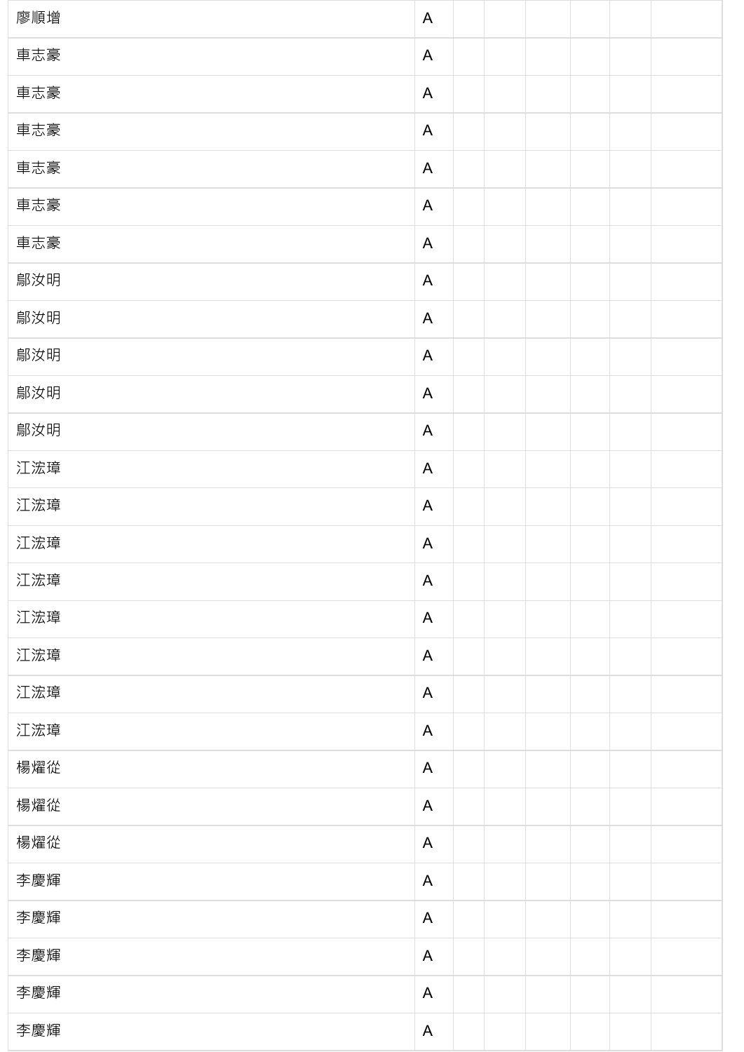| | | | | | | | |
|---|---|---|---|---|---|---|---|
| 廖順增 | A | | | | | | |
| 車志豪 | A | | | | | | |
| 車志豪 | A | | | | | | |
| 車志豪 | A | | | | | | |
| 車志豪 | A | | | | | | |
| 車志豪 | A | | | | | | |
| 車志豪 | A | | | | | | |
| 鄔汝明 | A | | | | | | |
| 鄔汝明 | A | | | | | | |
| 鄔汝明 | A | | | | | | |
| 鄔汝明 | A | | | | | | |
| 鄔汝明 | A | | | | | | |
| 江浤璋 | A | | | | | | |
| 江浤璋 | A | | | | | | |
| 江浤璋 | A | | | | | | |
| 江浤璋 | A | | | | | | |
| 江浤璋 | A | | | | | | |
| 江浤璋 | A | | | | | | |
| 江浤璋 | A | | | | | | |
| 江浤璋 | A | | | | | | |
| 楊燿從 | A | | | | | | |
| 楊燿從 | A | | | | | | |
| 楊燿從 | A | | | | | | |
| 李慶輝 | A | | | | | | |
| 李慶輝 | A | | | | | | |
| 李慶輝 | A | | | | | | |
| 李慶輝 | A | | | | | | |
| 李慶輝 | A | | | | | | |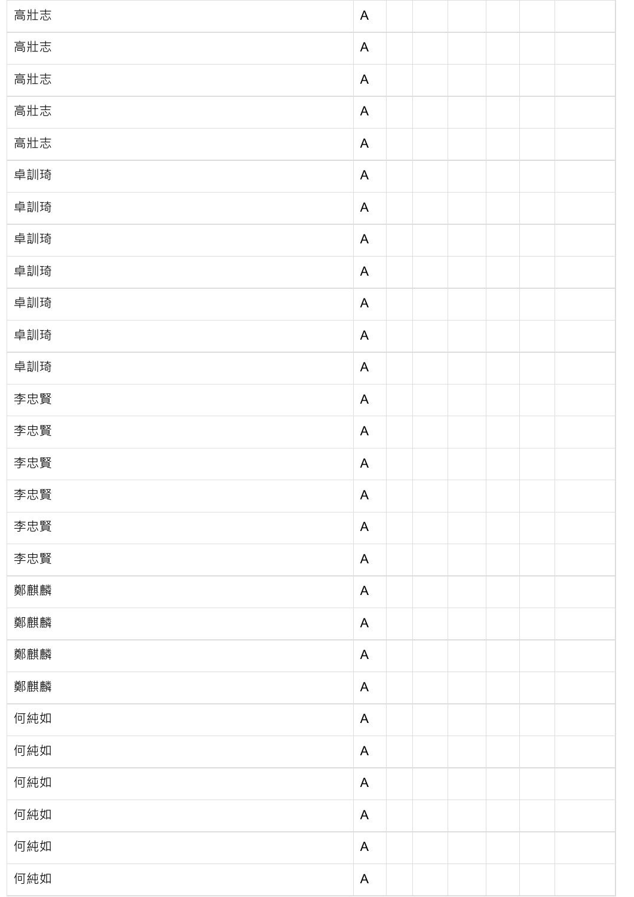| 高壯志 | A | | | | | | |
|---|---|---|---|---|---|---|---|
| 高壯志 | A | | | | | | |
| 高壯志 | A | | | | | | |
| 高壯志 | A | | | | | | |
| 高壯志 | A | | | | | | |
| 卓訓琦 | A | | | | | | |
| 卓訓琦 | A | | | | | | |
| 卓訓琦 | A | | | | | | |
| 卓訓琦 | A | | | | | | |
| 卓訓琦 | A | | | | | | |
| 卓訓琦 | A | | | | | | |
| 卓訓琦 | A | | | | | | |
| 李忠賢 | A | | | | | | |
| 李忠賢 | A | | | | | | |
| 李忠賢 | A | | | | | | |
| 李忠賢 | A | | | | | | |
| 李忠賢 | A | | | | | | |
| 李忠賢 | A | | | | | | |
| 鄭麒麟 | A | | | | | | |
| 鄭麒麟 | A | | | | | | |
| 鄭麒麟 | A | | | | | | |
| 鄭麒麟 | A | | | | | | |
| 何純如 | A | | | | | | |
| 何純如 | A | | | | | | |
| 何純如 | A | | | | | | |
| 何純如 | A | | | | | | |
| 何純如 | A | | | | | | |
| 何純如 | A | | | | | | |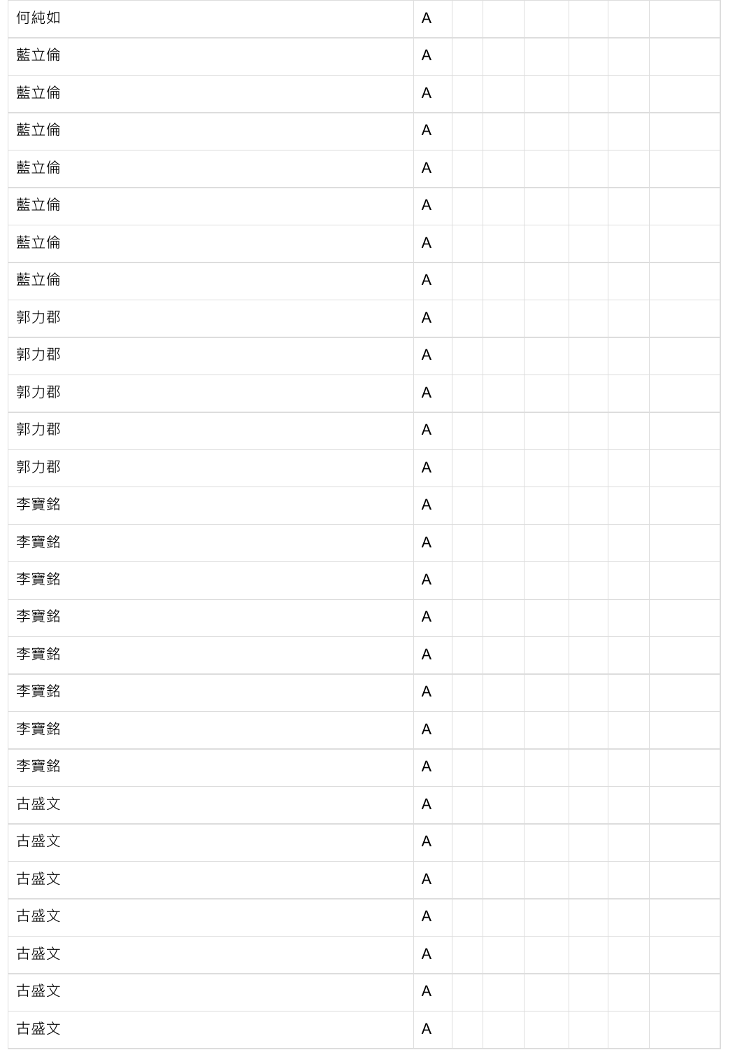|  |  |  |  |  |  |  |  |
|---|---|---|---|---|---|---|---|
| 何純如 | A |  |  |  |  |  |  |
| 藍立倫 | A |  |  |  |  |  |  |
| 藍立倫 | A |  |  |  |  |  |  |
| 藍立倫 | A |  |  |  |  |  |  |
| 藍立倫 | A |  |  |  |  |  |  |
| 藍立倫 | A |  |  |  |  |  |  |
| 藍立倫 | A |  |  |  |  |  |  |
| 藍立倫 | A |  |  |  |  |  |  |
| 郭力郡 | A |  |  |  |  |  |  |
| 郭力郡 | A |  |  |  |  |  |  |
| 郭力郡 | A |  |  |  |  |  |  |
| 郭力郡 | A |  |  |  |  |  |  |
| 郭力郡 | A |  |  |  |  |  |  |
| 李寶銘 | A |  |  |  |  |  |  |
| 李寶銘 | A |  |  |  |  |  |  |
| 李寶銘 | A |  |  |  |  |  |  |
| 李寶銘 | A |  |  |  |  |  |  |
| 李寶銘 | A |  |  |  |  |  |  |
| 李寶銘 | A |  |  |  |  |  |  |
| 李寶銘 | A |  |  |  |  |  |  |
| 李寶銘 | A |  |  |  |  |  |  |
| 古盛文 | A |  |  |  |  |  |  |
| 古盛文 | A |  |  |  |  |  |  |
| 古盛文 | A |  |  |  |  |  |  |
| 古盛文 | A |  |  |  |  |  |  |
| 古盛文 | A |  |  |  |  |  |  |
| 古盛文 | A |  |  |  |  |  |  |
| 古盛文 | A |  |  |  |  |  |  |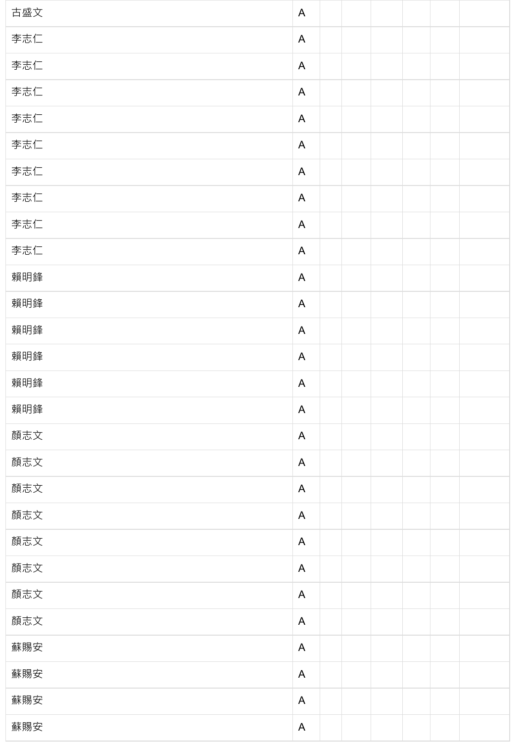| 古盛文 | A | | | | | | |
|---|---|---|---|---|---|---|---|
| 李志仁 | A | | | | | | |
| 李志仁 | A | | | | | | |
| 李志仁 | A | | | | | | |
| 李志仁 | A | | | | | | |
| 李志仁 | A | | | | | | |
| 李志仁 | A | | | | | | |
| 李志仁 | A | | | | | | |
| 李志仁 | A | | | | | | |
| 李志仁 | A | | | | | | |
| 賴明鋒 | A | | | | | | |
| 賴明鋒 | A | | | | | | |
| 賴明鋒 | A | | | | | | |
| 賴明鋒 | A | | | | | | |
| 賴明鋒 | A | | | | | | |
| 賴明鋒 | A | | | | | | |
| 顏志文 | A | | | | | | |
| 顏志文 | A | | | | | | |
| 顏志文 | A | | | | | | |
| 顏志文 | A | | | | | | |
| 顏志文 | A | | | | | | |
| 顏志文 | A | | | | | | |
| 顏志文 | A | | | | | | |
| 顏志文 | A | | | | | | |
| 蘇賜安 | A | | | | | | |
| 蘇賜安 | A | | | | | | |
| 蘇賜安 | A | | | | | | |
| 蘇賜安 | A | | | | | | |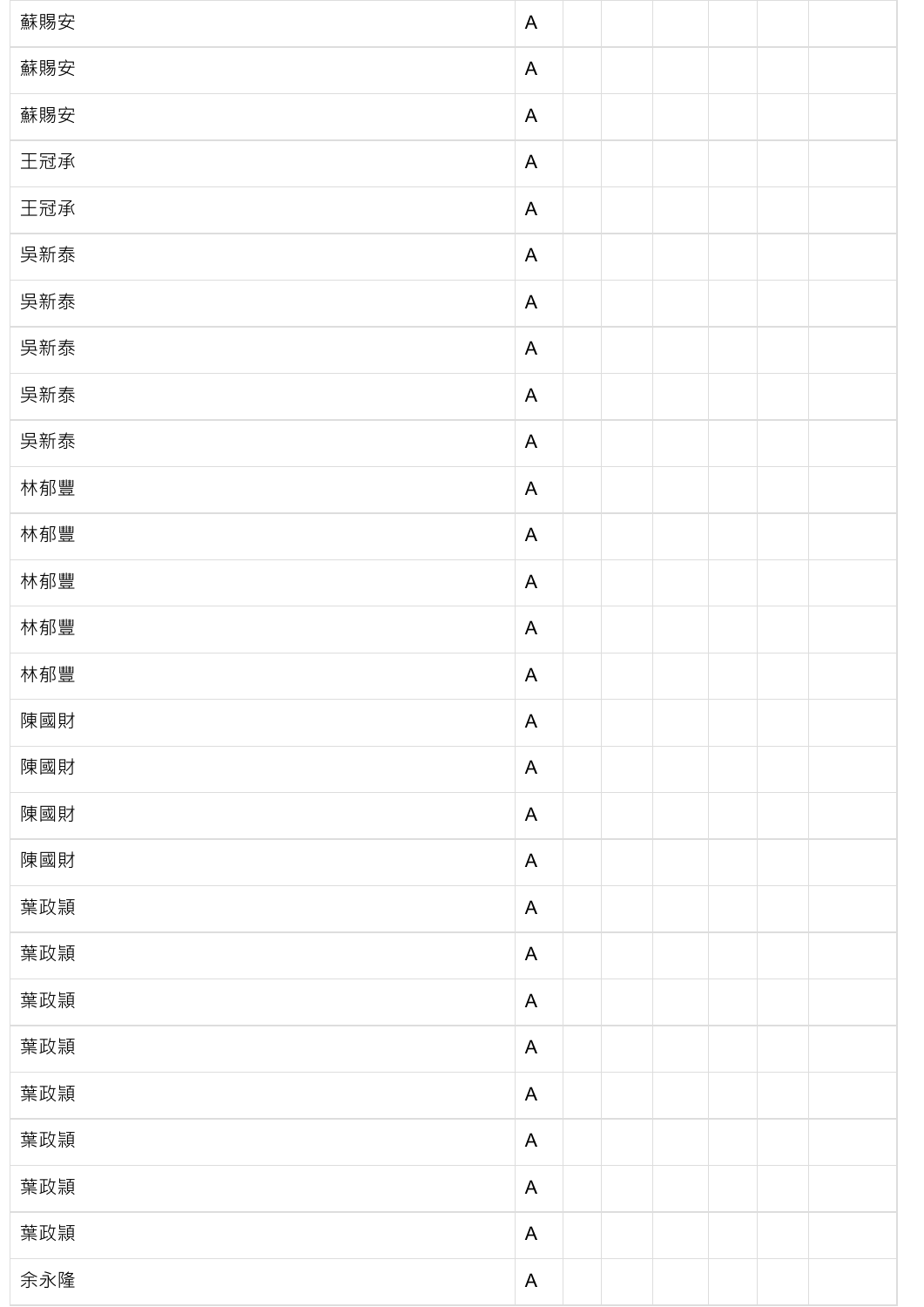| | | | | | | | |
|---|---|---|---|---|---|---|---|
| 蘇賜安 | A | | | | | | |
| 蘇賜安 | A | | | | | | |
| 蘇賜安 | A | | | | | | |
| 王冠承 | A | | | | | | |
| 王冠承 | A | | | | | | |
| 吳新泰 | A | | | | | | |
| 吳新泰 | A | | | | | | |
| 吳新泰 | A | | | | | | |
| 吳新泰 | A | | | | | | |
| 吳新泰 | A | | | | | | |
| 林郁豐 | A | | | | | | |
| 林郁豐 | A | | | | | | |
| 林郁豐 | A | | | | | | |
| 林郁豐 | A | | | | | | |
| 林郁豐 | A | | | | | | |
| 陳國財 | A | | | | | | |
| 陳國財 | A | | | | | | |
| 陳國財 | A | | | | | | |
| 陳國財 | A | | | | | | |
| 葉政頴 | A | | | | | | |
| 葉政頴 | A | | | | | | |
| 葉政頴 | A | | | | | | |
| 葉政頴 | A | | | | | | |
| 葉政頴 | A | | | | | | |
| 葉政頴 | A | | | | | | |
| 葉政頴 | A | | | | | | |
| 葉政頴 | A | | | | | | |
| 余永隆 | A | | | | | | |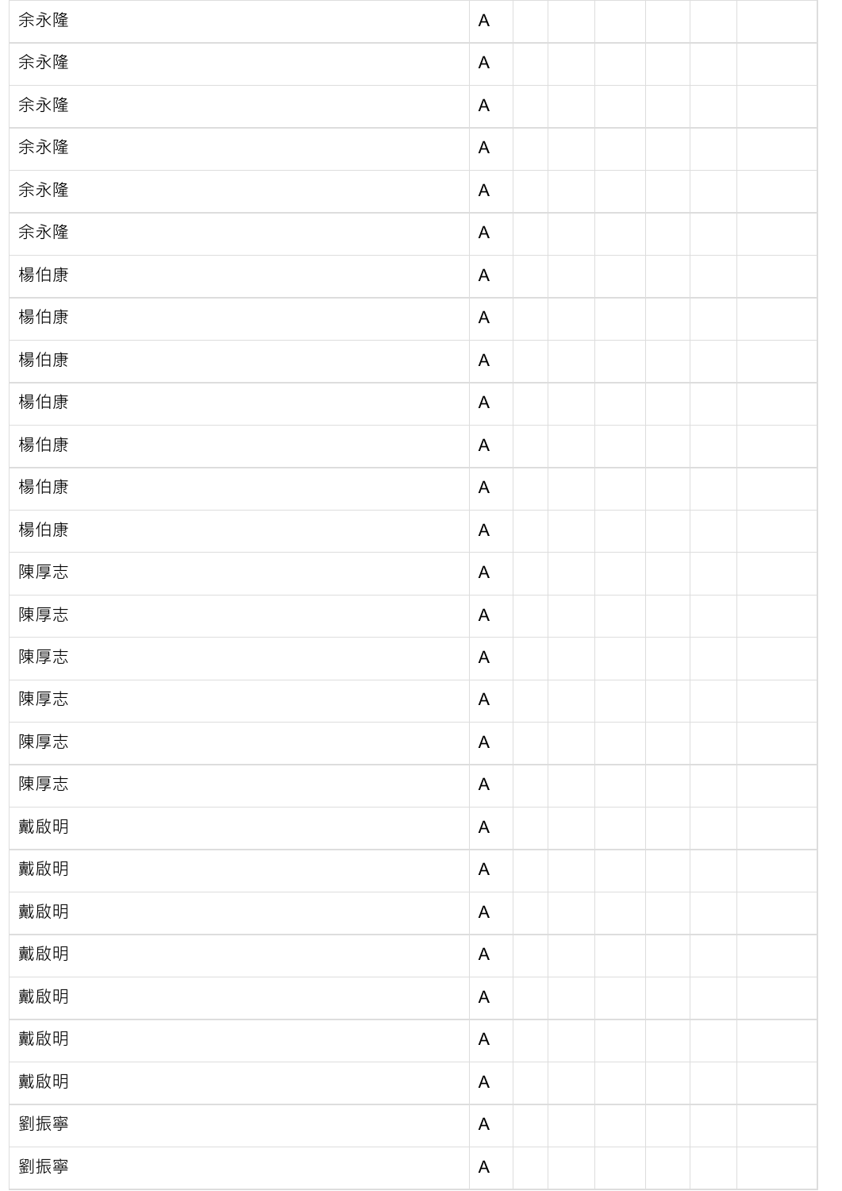| 余永隆 | A | | | | | | |
|---|---|---|---|---|---|---|---|
| 余永隆 | A | | | | | | |
| 余永隆 | A | | | | | | |
| 余永隆 | A | | | | | | |
| 余永隆 | A | | | | | | |
| 余永隆 | A | | | | | | |
| 楊伯康 | A | | | | | | |
| 楊伯康 | A | | | | | | |
| 楊伯康 | A | | | | | | |
| 楊伯康 | A | | | | | | |
| 楊伯康 | A | | | | | | |
| 楊伯康 | A | | | | | | |
| 楊伯康 | A | | | | | | |
| 陳厚志 | A | | | | | | |
| 陳厚志 | A | | | | | | |
| 陳厚志 | A | | | | | | |
| 陳厚志 | A | | | | | | |
| 陳厚志 | A | | | | | | |
| 陳厚志 | A | | | | | | |
| 戴啟明 | A | | | | | | |
| 戴啟明 | A | | | | | | |
| 戴啟明 | A | | | | | | |
| 戴啟明 | A | | | | | | |
| 戴啟明 | A | | | | | | |
| 戴啟明 | A | | | | | | |
| 戴啟明 | A | | | | | | |
| 劉振寧 | A | | | | | | |
| 劉振寧 | A | | | | | | |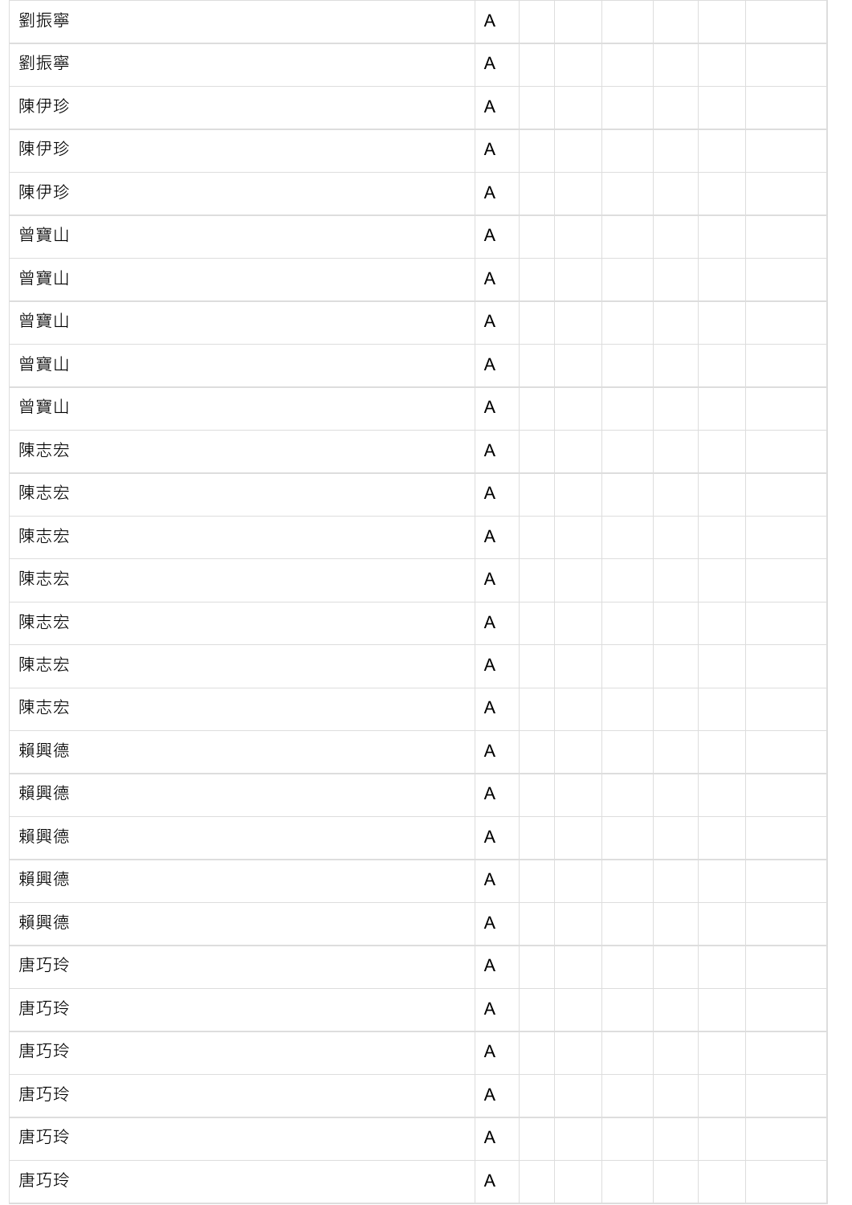|  |  |  |  |  |  |  |  |
|---|---|---|---|---|---|---|---|
| 劉振寧 | A |  |  |  |  |  |  |
| 劉振寧 | A |  |  |  |  |  |  |
| 陳伊珍 | A |  |  |  |  |  |  |
| 陳伊珍 | A |  |  |  |  |  |  |
| 陳伊珍 | A |  |  |  |  |  |  |
| 曾寶山 | A |  |  |  |  |  |  |
| 曾寶山 | A |  |  |  |  |  |  |
| 曾寶山 | A |  |  |  |  |  |  |
| 曾寶山 | A |  |  |  |  |  |  |
| 曾寶山 | A |  |  |  |  |  |  |
| 陳志宏 | A |  |  |  |  |  |  |
| 陳志宏 | A |  |  |  |  |  |  |
| 陳志宏 | A |  |  |  |  |  |  |
| 陳志宏 | A |  |  |  |  |  |  |
| 陳志宏 | A |  |  |  |  |  |  |
| 陳志宏 | A |  |  |  |  |  |  |
| 陳志宏 | A |  |  |  |  |  |  |
| 賴興德 | A |  |  |  |  |  |  |
| 賴興德 | A |  |  |  |  |  |  |
| 賴興德 | A |  |  |  |  |  |  |
| 賴興德 | A |  |  |  |  |  |  |
| 賴興德 | A |  |  |  |  |  |  |
| 唐巧玲 | A |  |  |  |  |  |  |
| 唐巧玲 | A |  |  |  |  |  |  |
| 唐巧玲 | A |  |  |  |  |  |  |
| 唐巧玲 | A |  |  |  |  |  |  |
| 唐巧玲 | A |  |  |  |  |  |  |
| 唐巧玲 | A |  |  |  |  |  |  |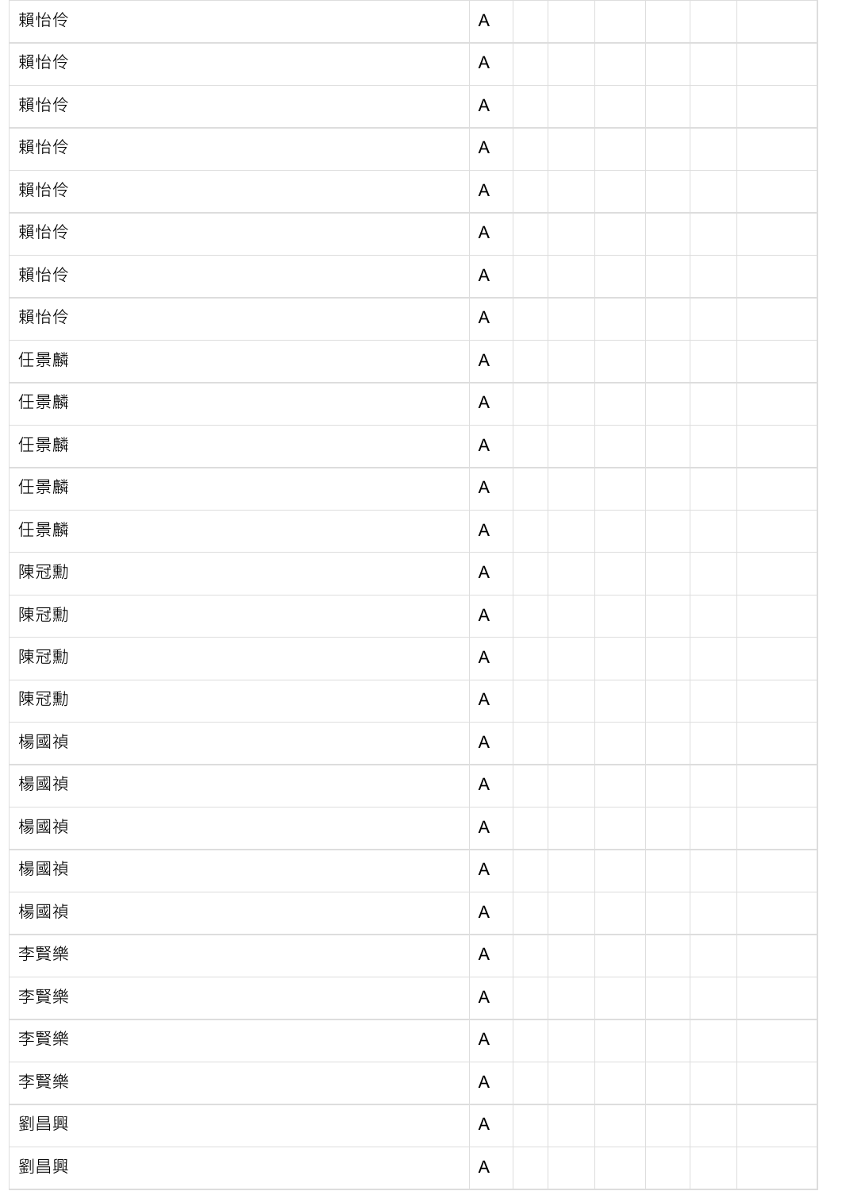| | | | | | | | |
|---|---|---|---|---|---|---|---|
| 賴怡伶 | A | | | | | | |
| 賴怡伶 | A | | | | | | |
| 賴怡伶 | A | | | | | | |
| 賴怡伶 | A | | | | | | |
| 賴怡伶 | A | | | | | | |
| 賴怡伶 | A | | | | | | |
| 賴怡伶 | A | | | | | | |
| 賴怡伶 | A | | | | | | |
| 任景麟 | A | | | | | | |
| 任景麟 | A | | | | | | |
| 任景麟 | A | | | | | | |
| 任景麟 | A | | | | | | |
| 任景麟 | A | | | | | | |
| 陳冠勳 | A | | | | | | |
| 陳冠勳 | A | | | | | | |
| 陳冠勳 | A | | | | | | |
| 陳冠勳 | A | | | | | | |
| 楊國禎 | A | | | | | | |
| 楊國禎 | A | | | | | | |
| 楊國禎 | A | | | | | | |
| 楊國禎 | A | | | | | | |
| 楊國禎 | A | | | | | | |
| 李賢樂 | A | | | | | | |
| 李賢樂 | A | | | | | | |
| 李賢樂 | A | | | | | | |
| 李賢樂 | A | | | | | | |
| 劉昌興 | A | | | | | | |
| 劉昌興 | A | | | | | | |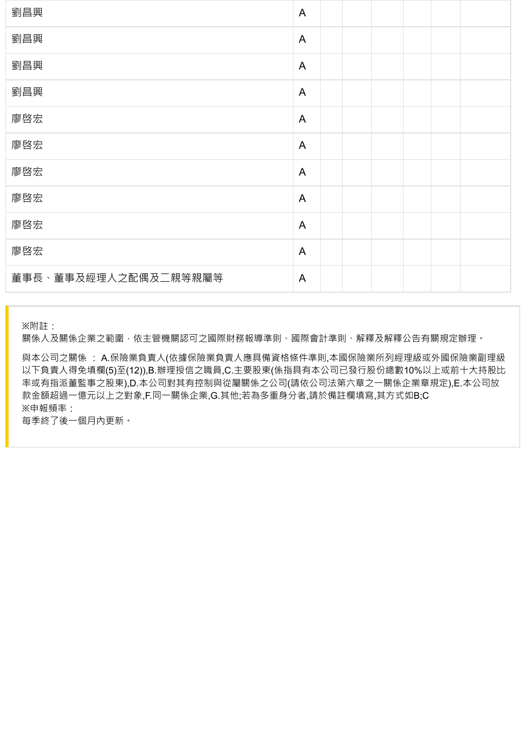| | | | | | | | |
|---|---|---|---|---|---|---|---|
| 劉昌興 | A | | | | | | |
| 劉昌興 | A | | | | | | |
| 劉昌興 | A | | | | | | |
| 劉昌興 | A | | | | | | |
| 廖啓宏 | A | | | | | | |
| 廖啓宏 | A | | | | | | |
| 廖啓宏 | A | | | | | | |
| 廖啓宏 | A | | | | | | |
| 廖啓宏 | A | | | | | | |
| 廖啓宏 | A | | | | | | |
| 董事長、董事及經理人之配偶及二親等親屬等 | A | | | | | | |

※附註：
關係人及關係企業之範圍，依主管機關認可之國際財務報導準則、國際會計準則、解釋及解釋公告有關規定辦理。

與本公司之關係 ： A.保險業負責人(依據保險業負責人應具備資格條件準則,本國保險業所列經理級或外國保險業副理級以下負責人得免填欄(5)至(12)),B.辦理授信之職員,C.主要股東(係指具有本公司已發行股份總數10%以上或前十大持股比率或有指派董監事之股東),D.本公司對其有控制與從屬關係之公司(請依公司法第六章之一關係企業章規定),E.本公司放款金額超過一億元以上之對象,F.同一關係企業,G.其他;若為多重身分者,請於備註欄填寫,其方式如B;C
※申報頻率：
每季終了後一個月內更新。